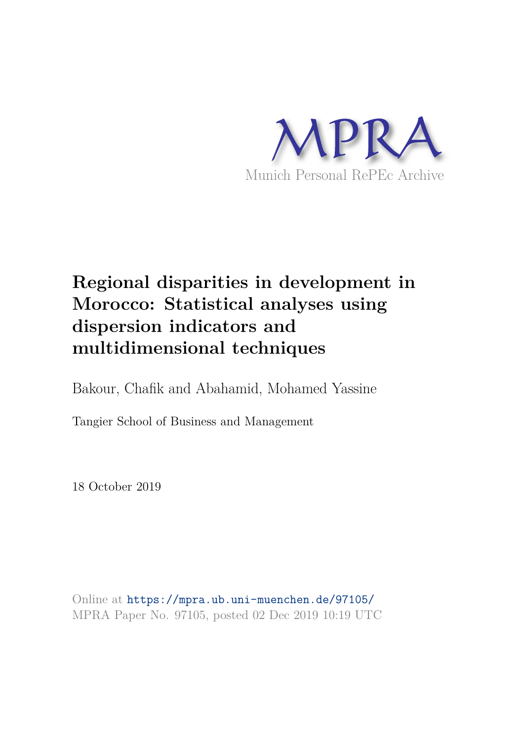MPRA

Munich Personal RePEc Archive

# Regional disparities in development in Morocco: Statistical analyses using dispersion indicators and multidimensional techniques

Bakour, Chafik and Abahamid, Mohamed Yassine

Tangier School of Business and Management

18 October 2019

Online at https://mpra.ub.uni-muenchen.de/97105/
MPRA Paper No. 97105, posted 02 Dec 2019 10:19 UTC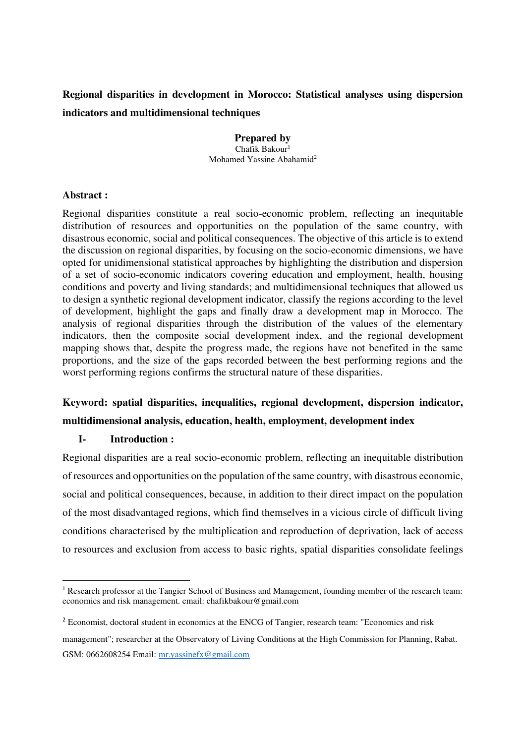**Regional disparities in development in Morocco: Statistical analyses using dispersion indicators and multidimensional techniques**

**Prepared by**
Chafik Bakour[1]
Mohamed Yassine Abahamid[2]

**Abstract :**

Regional disparities constitute a real socio-economic problem, reflecting an inequitable distribution of resources and opportunities on the population of the same country, with disastrous economic, social and political consequences. The objective of this article is to extend the discussion on regional disparities, by focusing on the socio-economic dimensions, we have opted for unidimensional statistical approaches by highlighting the distribution and dispersion of a set of socio-economic indicators covering education and employment, health, housing conditions and poverty and living standards; and multidimensional techniques that allowed us to design a synthetic regional development indicator, classify the regions according to the level of development, highlight the gaps and finally draw a development map in Morocco. The analysis of regional disparities through the distribution of the values of the elementary indicators, then the composite social development index, and the regional development mapping shows that, despite the progress made, the regions have not benefited in the same proportions, and the size of the gaps recorded between the best performing regions and the worst performing regions confirms the structural nature of these disparities.

**Keyword: spatial disparities, inequalities, regional development, dispersion indicator, multidimensional analysis, education, health, employment, development index**

## I- Introduction :

Regional disparities are a real socio-economic problem, reflecting an inequitable distribution of resources and opportunities on the population of the same country, with disastrous economic, social and political consequences, because, in addition to their direct impact on the population of the most disadvantaged regions, which find themselves in a vicious circle of difficult living conditions characterised by the multiplication and reproduction of deprivation, lack of access to resources and exclusion from access to basic rights, spatial disparities consolidate feelings

---

[1] Research professor at the Tangier School of Business and Management, founding member of the research team: economics and risk management. email: chafikbakour@gmail.com

[2] Economist, doctoral student in economics at the ENCG of Tangier, research team: "Economics and risk management"; researcher at the Observatory of Living Conditions at the High Commission for Planning, Rabat. GSM: 0662608254 Email: mr.yassinefx@gmail.com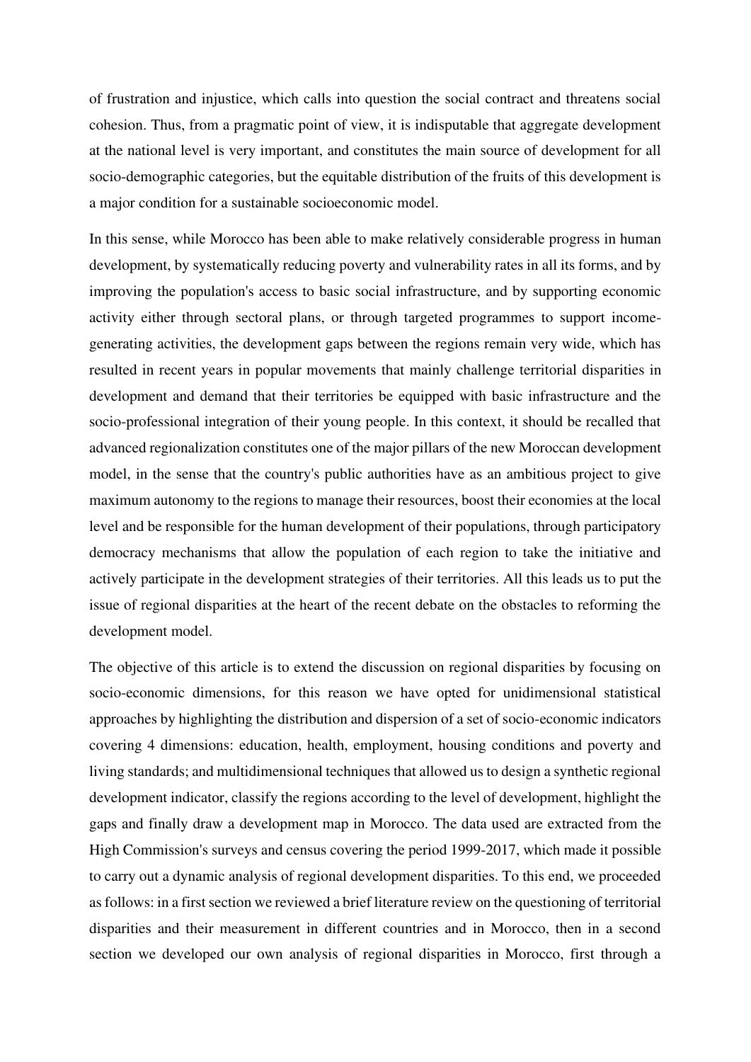of frustration and injustice, which calls into question the social contract and threatens social cohesion. Thus, from a pragmatic point of view, it is indisputable that aggregate development at the national level is very important, and constitutes the main source of development for all socio-demographic categories, but the equitable distribution of the fruits of this development is a major condition for a sustainable socioeconomic model.

In this sense, while Morocco has been able to make relatively considerable progress in human development, by systematically reducing poverty and vulnerability rates in all its forms, and by improving the population's access to basic social infrastructure, and by supporting economic activity either through sectoral plans, or through targeted programmes to support income-generating activities, the development gaps between the regions remain very wide, which has resulted in recent years in popular movements that mainly challenge territorial disparities in development and demand that their territories be equipped with basic infrastructure and the socio-professional integration of their young people. In this context, it should be recalled that advanced regionalization constitutes one of the major pillars of the new Moroccan development model, in the sense that the country's public authorities have as an ambitious project to give maximum autonomy to the regions to manage their resources, boost their economies at the local level and be responsible for the human development of their populations, through participatory democracy mechanisms that allow the population of each region to take the initiative and actively participate in the development strategies of their territories. All this leads us to put the issue of regional disparities at the heart of the recent debate on the obstacles to reforming the development model.

The objective of this article is to extend the discussion on regional disparities by focusing on socio-economic dimensions, for this reason we have opted for unidimensional statistical approaches by highlighting the distribution and dispersion of a set of socio-economic indicators covering 4 dimensions: education, health, employment, housing conditions and poverty and living standards; and multidimensional techniques that allowed us to design a synthetic regional development indicator, classify the regions according to the level of development, highlight the gaps and finally draw a development map in Morocco. The data used are extracted from the High Commission's surveys and census covering the period 1999-2017, which made it possible to carry out a dynamic analysis of regional development disparities. To this end, we proceeded as follows: in a first section we reviewed a brief literature review on the questioning of territorial disparities and their measurement in different countries and in Morocco, then in a second section we developed our own analysis of regional disparities in Morocco, first through a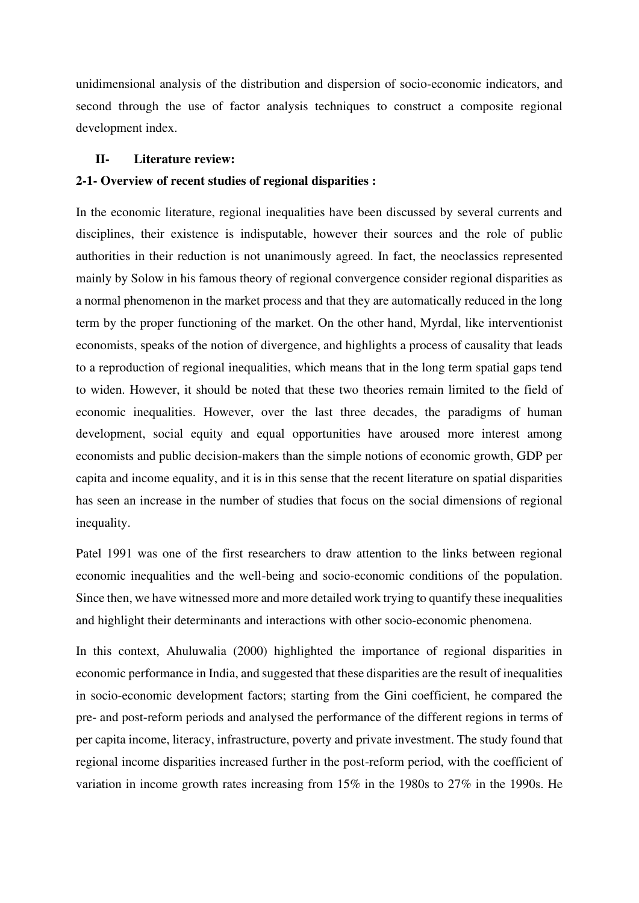unidimensional analysis of the distribution and dispersion of socio-economic indicators, and second through the use of factor analysis techniques to construct a composite regional development index.

## II- Literature review:

### 2-1- Overview of recent studies of regional disparities :

In the economic literature, regional inequalities have been discussed by several currents and disciplines, their existence is indisputable, however their sources and the role of public authorities in their reduction is not unanimously agreed. In fact, the neoclassics represented mainly by Solow in his famous theory of regional convergence consider regional disparities as a normal phenomenon in the market process and that they are automatically reduced in the long term by the proper functioning of the market. On the other hand, Myrdal, like interventionist economists, speaks of the notion of divergence, and highlights a process of causality that leads to a reproduction of regional inequalities, which means that in the long term spatial gaps tend to widen. However, it should be noted that these two theories remain limited to the field of economic inequalities. However, over the last three decades, the paradigms of human development, social equity and equal opportunities have aroused more interest among economists and public decision-makers than the simple notions of economic growth, GDP per capita and income equality, and it is in this sense that the recent literature on spatial disparities has seen an increase in the number of studies that focus on the social dimensions of regional inequality.

Patel 1991 was one of the first researchers to draw attention to the links between regional economic inequalities and the well-being and socio-economic conditions of the population. Since then, we have witnessed more and more detailed work trying to quantify these inequalities and highlight their determinants and interactions with other socio-economic phenomena.

In this context, Ahuluwalia (2000) highlighted the importance of regional disparities in economic performance in India, and suggested that these disparities are the result of inequalities in socio-economic development factors; starting from the Gini coefficient, he compared the pre- and post-reform periods and analysed the performance of the different regions in terms of per capita income, literacy, infrastructure, poverty and private investment. The study found that regional income disparities increased further in the post-reform period, with the coefficient of variation in income growth rates increasing from 15% in the 1980s to 27% in the 1990s. He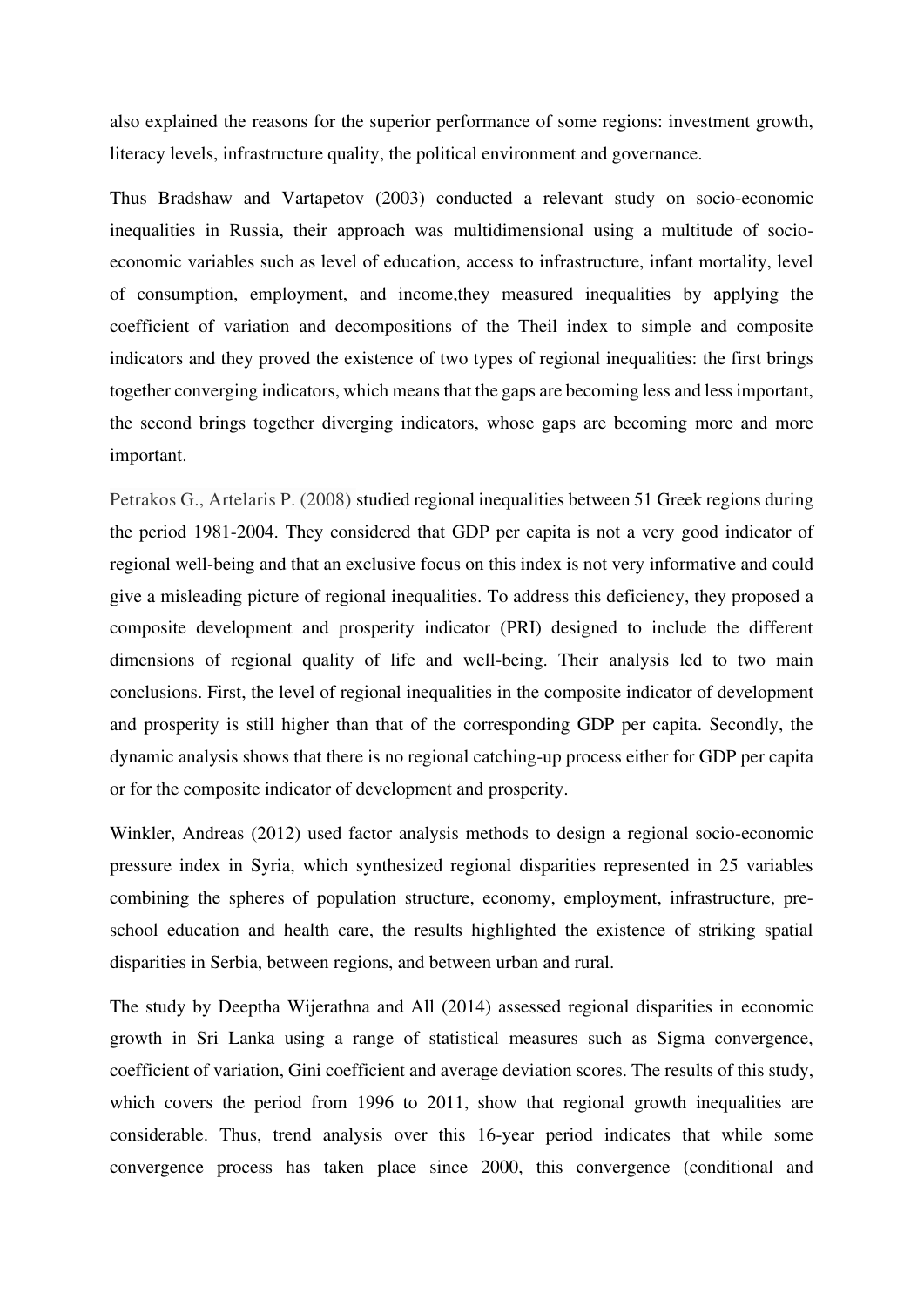also explained the reasons for the superior performance of some regions: investment growth, literacy levels, infrastructure quality, the political environment and governance.

Thus Bradshaw and Vartapetov (2003) conducted a relevant study on socio-economic inequalities in Russia, their approach was multidimensional using a multitude of socio-economic variables such as level of education, access to infrastructure, infant mortality, level of consumption, employment, and income,they measured inequalities by applying the coefficient of variation and decompositions of the Theil index to simple and composite indicators and they proved the existence of two types of regional inequalities: the first brings together converging indicators, which means that the gaps are becoming less and less important, the second brings together diverging indicators, whose gaps are becoming more and more important.

Petrakos G., Artelaris P. (2008) studied regional inequalities between 51 Greek regions during the period 1981-2004. They considered that GDP per capita is not a very good indicator of regional well-being and that an exclusive focus on this index is not very informative and could give a misleading picture of regional inequalities. To address this deficiency, they proposed a composite development and prosperity indicator (PRI) designed to include the different dimensions of regional quality of life and well-being. Their analysis led to two main conclusions. First, the level of regional inequalities in the composite indicator of development and prosperity is still higher than that of the corresponding GDP per capita. Secondly, the dynamic analysis shows that there is no regional catching-up process either for GDP per capita or for the composite indicator of development and prosperity.

Winkler, Andreas (2012) used factor analysis methods to design a regional socio-economic pressure index in Syria, which synthesized regional disparities represented in 25 variables combining the spheres of population structure, economy, employment, infrastructure, pre-school education and health care, the results highlighted the existence of striking spatial disparities in Serbia, between regions, and between urban and rural.

The study by Deeptha Wijerathna and All (2014) assessed regional disparities in economic growth in Sri Lanka using a range of statistical measures such as Sigma convergence, coefficient of variation, Gini coefficient and average deviation scores. The results of this study, which covers the period from 1996 to 2011, show that regional growth inequalities are considerable. Thus, trend analysis over this 16-year period indicates that while some convergence process has taken place since 2000, this convergence (conditional and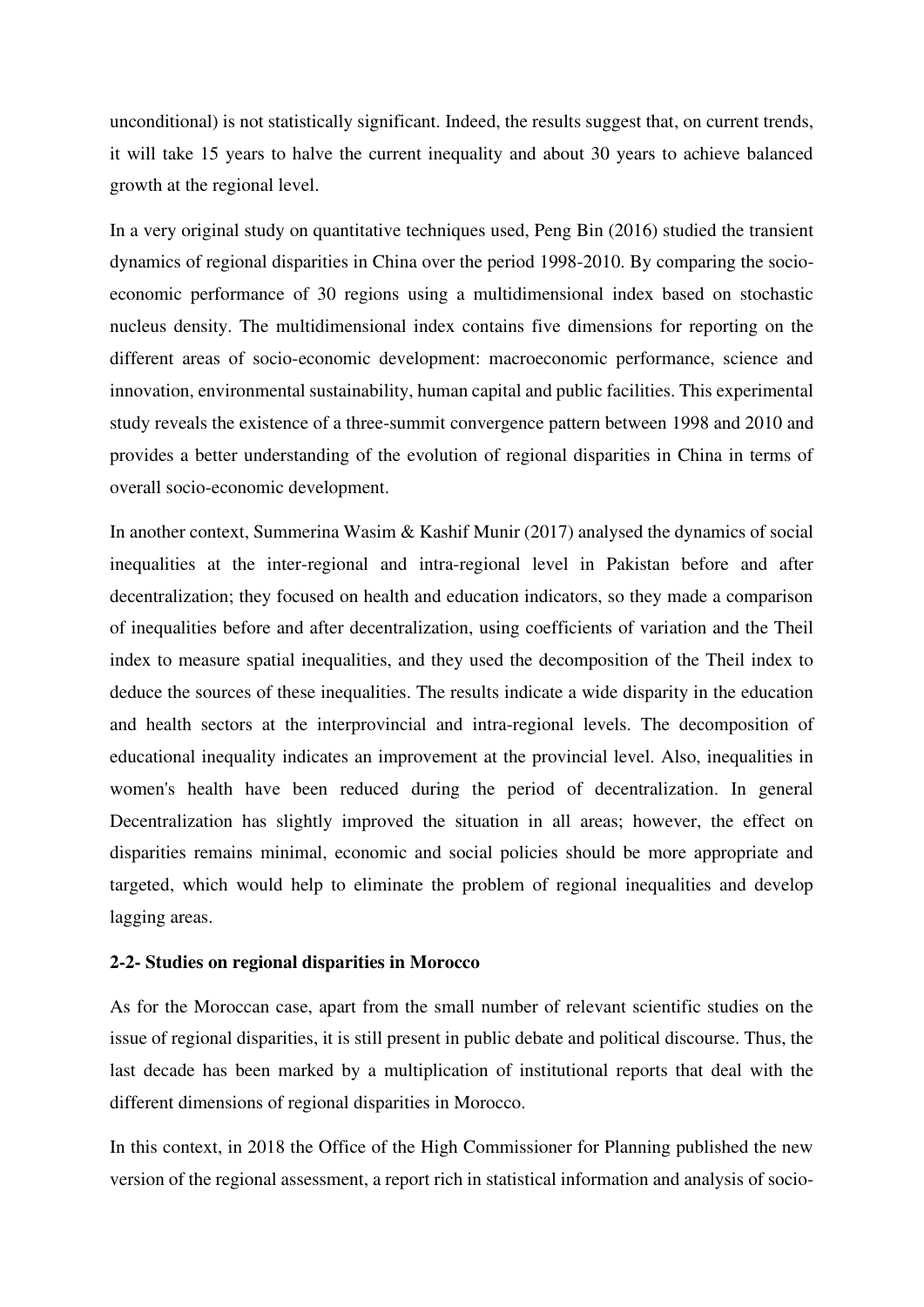unconditional) is not statistically significant. Indeed, the results suggest that, on current trends, it will take 15 years to halve the current inequality and about 30 years to achieve balanced growth at the regional level.

In a very original study on quantitative techniques used, Peng Bin (2016) studied the transient dynamics of regional disparities in China over the period 1998-2010. By comparing the socio-economic performance of 30 regions using a multidimensional index based on stochastic nucleus density. The multidimensional index contains five dimensions for reporting on the different areas of socio-economic development: macroeconomic performance, science and innovation, environmental sustainability, human capital and public facilities. This experimental study reveals the existence of a three-summit convergence pattern between 1998 and 2010 and provides a better understanding of the evolution of regional disparities in China in terms of overall socio-economic development.

In another context, Summerina Wasim & Kashif Munir (2017) analysed the dynamics of social inequalities at the inter-regional and intra-regional level in Pakistan before and after decentralization; they focused on health and education indicators, so they made a comparison of inequalities before and after decentralization, using coefficients of variation and the Theil index to measure spatial inequalities, and they used the decomposition of the Theil index to deduce the sources of these inequalities. The results indicate a wide disparity in the education and health sectors at the interprovincial and intra-regional levels. The decomposition of educational inequality indicates an improvement at the provincial level. Also, inequalities in women's health have been reduced during the period of decentralization. In general Decentralization has slightly improved the situation in all areas; however, the effect on disparities remains minimal, economic and social policies should be more appropriate and targeted, which would help to eliminate the problem of regional inequalities and develop lagging areas.

**2-2- Studies on regional disparities in Morocco**

As for the Moroccan case, apart from the small number of relevant scientific studies on the issue of regional disparities, it is still present in public debate and political discourse. Thus, the last decade has been marked by a multiplication of institutional reports that deal with the different dimensions of regional disparities in Morocco.

In this context, in 2018 the Office of the High Commissioner for Planning published the new version of the regional assessment, a report rich in statistical information and analysis of socio-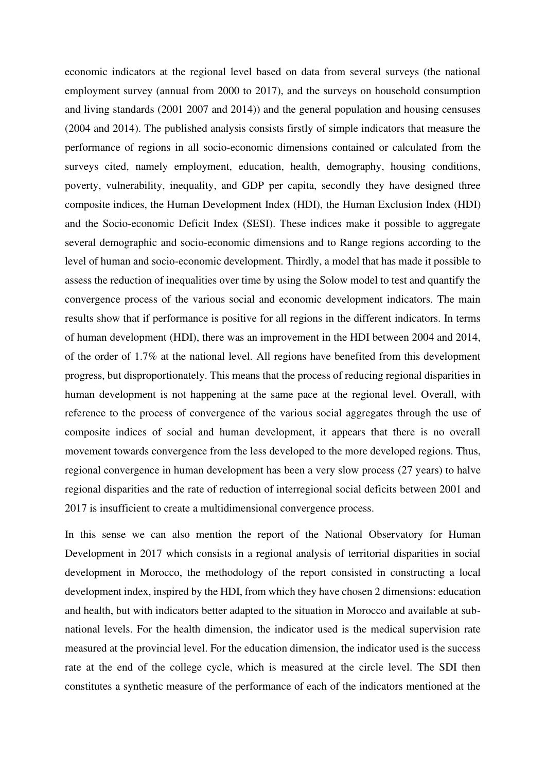economic indicators at the regional level based on data from several surveys (the national employment survey (annual from 2000 to 2017), and the surveys on household consumption and living standards (2001 2007 and 2014)) and the general population and housing censuses (2004 and 2014). The published analysis consists firstly of simple indicators that measure the performance of regions in all socio-economic dimensions contained or calculated from the surveys cited, namely employment, education, health, demography, housing conditions, poverty, vulnerability, inequality, and GDP per capita, secondly they have designed three composite indices, the Human Development Index (HDI), the Human Exclusion Index (HDI) and the Socio-economic Deficit Index (SESI). These indices make it possible to aggregate several demographic and socio-economic dimensions and to Range regions according to the level of human and socio-economic development. Thirdly, a model that has made it possible to assess the reduction of inequalities over time by using the Solow model to test and quantify the convergence process of the various social and economic development indicators. The main results show that if performance is positive for all regions in the different indicators. In terms of human development (HDI), there was an improvement in the HDI between 2004 and 2014, of the order of 1.7% at the national level. All regions have benefited from this development progress, but disproportionately. This means that the process of reducing regional disparities in human development is not happening at the same pace at the regional level. Overall, with reference to the process of convergence of the various social aggregates through the use of composite indices of social and human development, it appears that there is no overall movement towards convergence from the less developed to the more developed regions. Thus, regional convergence in human development has been a very slow process (27 years) to halve regional disparities and the rate of reduction of interregional social deficits between 2001 and 2017 is insufficient to create a multidimensional convergence process.

In this sense we can also mention the report of the National Observatory for Human Development in 2017 which consists in a regional analysis of territorial disparities in social development in Morocco, the methodology of the report consisted in constructing a local development index, inspired by the HDI, from which they have chosen 2 dimensions: education and health, but with indicators better adapted to the situation in Morocco and available at sub-national levels. For the health dimension, the indicator used is the medical supervision rate measured at the provincial level. For the education dimension, the indicator used is the success rate at the end of the college cycle, which is measured at the circle level. The SDI then constitutes a synthetic measure of the performance of each of the indicators mentioned at the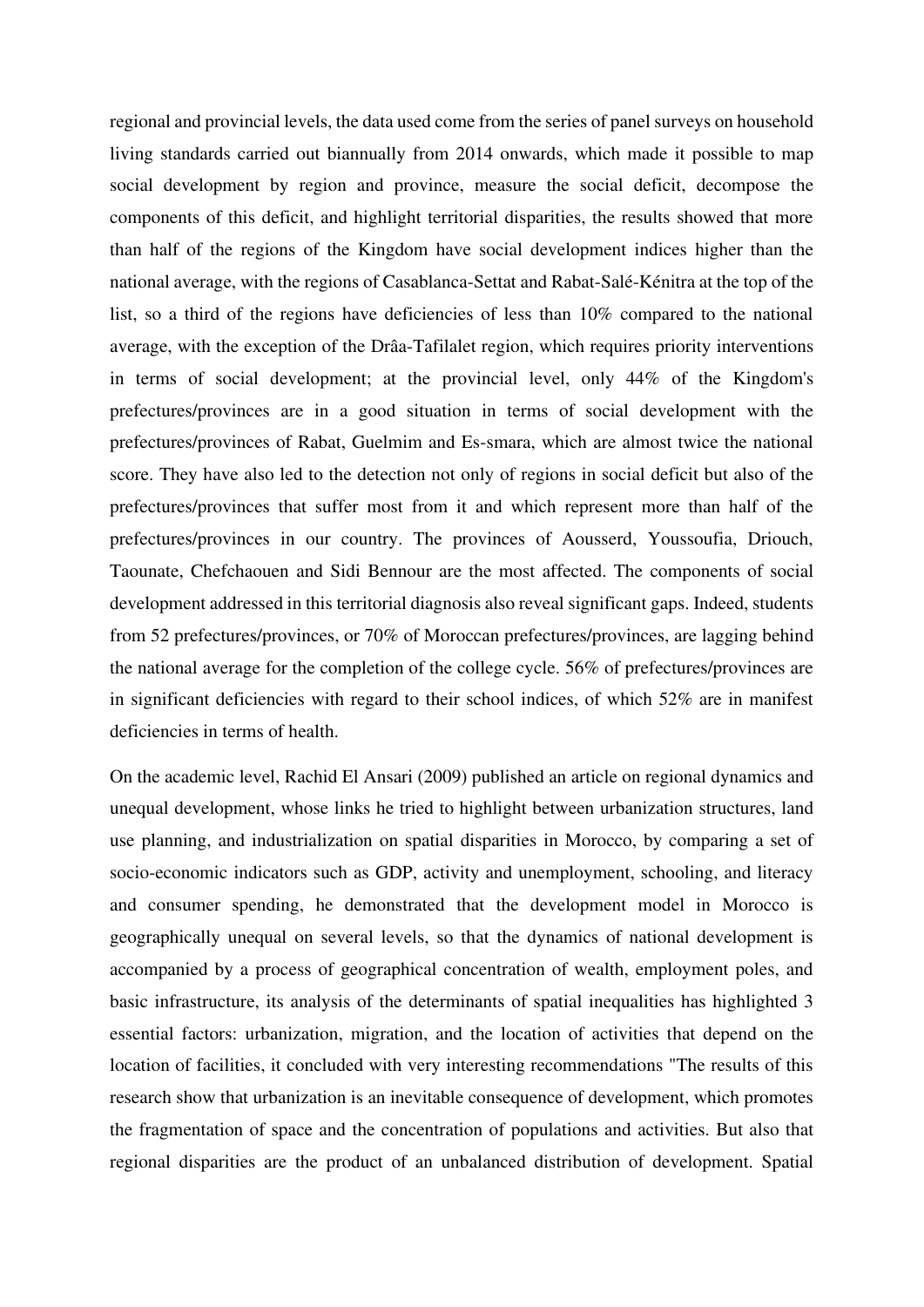regional and provincial levels, the data used come from the series of panel surveys on household living standards carried out biannually from 2014 onwards, which made it possible to map social development by region and province, measure the social deficit, decompose the components of this deficit, and highlight territorial disparities, the results showed that more than half of the regions of the Kingdom have social development indices higher than the national average, with the regions of Casablanca-Settat and Rabat-Salé-Kénitra at the top of the list, so a third of the regions have deficiencies of less than 10% compared to the national average, with the exception of the Drâa-Tafilalet region, which requires priority interventions in terms of social development; at the provincial level, only 44% of the Kingdom's prefectures/provinces are in a good situation in terms of social development with the prefectures/provinces of Rabat, Guelmim and Es-smara, which are almost twice the national score. They have also led to the detection not only of regions in social deficit but also of the prefectures/provinces that suffer most from it and which represent more than half of the prefectures/provinces in our country. The provinces of Aousserd, Youssoufia, Driouch, Taounate, Chefchaouen and Sidi Bennour are the most affected. The components of social development addressed in this territorial diagnosis also reveal significant gaps. Indeed, students from 52 prefectures/provinces, or 70% of Moroccan prefectures/provinces, are lagging behind the national average for the completion of the college cycle. 56% of prefectures/provinces are in significant deficiencies with regard to their school indices, of which 52% are in manifest deficiencies in terms of health.

On the academic level, Rachid El Ansari (2009) published an article on regional dynamics and unequal development, whose links he tried to highlight between urbanization structures, land use planning, and industrialization on spatial disparities in Morocco, by comparing a set of socio-economic indicators such as GDP, activity and unemployment, schooling, and literacy and consumer spending, he demonstrated that the development model in Morocco is geographically unequal on several levels, so that the dynamics of national development is accompanied by a process of geographical concentration of wealth, employment poles, and basic infrastructure, its analysis of the determinants of spatial inequalities has highlighted 3 essential factors: urbanization, migration, and the location of activities that depend on the location of facilities, it concluded with very interesting recommendations "The results of this research show that urbanization is an inevitable consequence of development, which promotes the fragmentation of space and the concentration of populations and activities. But also that regional disparities are the product of an unbalanced distribution of development. Spatial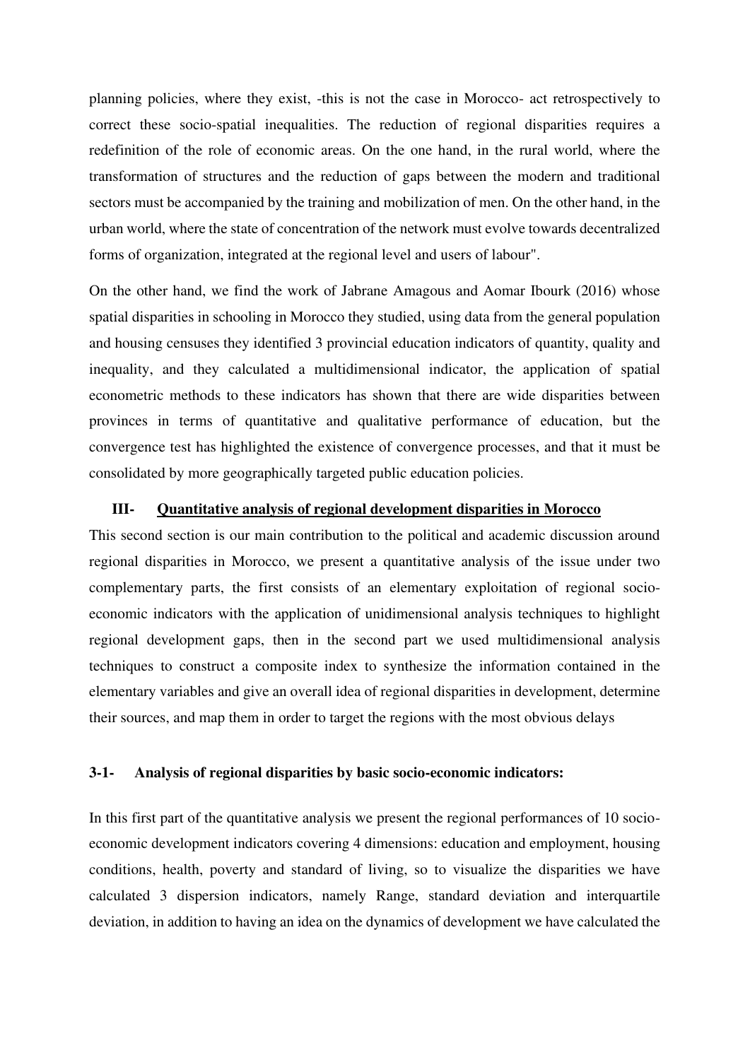planning policies, where they exist, -this is not the case in Morocco- act retrospectively to correct these socio-spatial inequalities. The reduction of regional disparities requires a redefinition of the role of economic areas. On the one hand, in the rural world, where the transformation of structures and the reduction of gaps between the modern and traditional sectors must be accompanied by the training and mobilization of men. On the other hand, in the urban world, where the state of concentration of the network must evolve towards decentralized forms of organization, integrated at the regional level and users of labour".

On the other hand, we find the work of Jabrane Amagous and Aomar Ibourk (2016) whose spatial disparities in schooling in Morocco they studied, using data from the general population and housing censuses they identified 3 provincial education indicators of quantity, quality and inequality, and they calculated a multidimensional indicator, the application of spatial econometric methods to these indicators has shown that there are wide disparities between provinces in terms of quantitative and qualitative performance of education, but the convergence test has highlighted the existence of convergence processes, and that it must be consolidated by more geographically targeted public education policies.

## III- Quantitative analysis of regional development disparities in Morocco

This second section is our main contribution to the political and academic discussion around regional disparities in Morocco, we present a quantitative analysis of the issue under two complementary parts, the first consists of an elementary exploitation of regional socio-economic indicators with the application of unidimensional analysis techniques to highlight regional development gaps, then in the second part we used multidimensional analysis techniques to construct a composite index to synthesize the information contained in the elementary variables and give an overall idea of regional disparities in development, determine their sources, and map them in order to target the regions with the most obvious delays

### 3-1- Analysis of regional disparities by basic socio-economic indicators:

In this first part of the quantitative analysis we present the regional performances of 10 socio-economic development indicators covering 4 dimensions: education and employment, housing conditions, health, poverty and standard of living, so to visualize the disparities we have calculated 3 dispersion indicators, namely Range, standard deviation and interquartile deviation, in addition to having an idea on the dynamics of development we have calculated the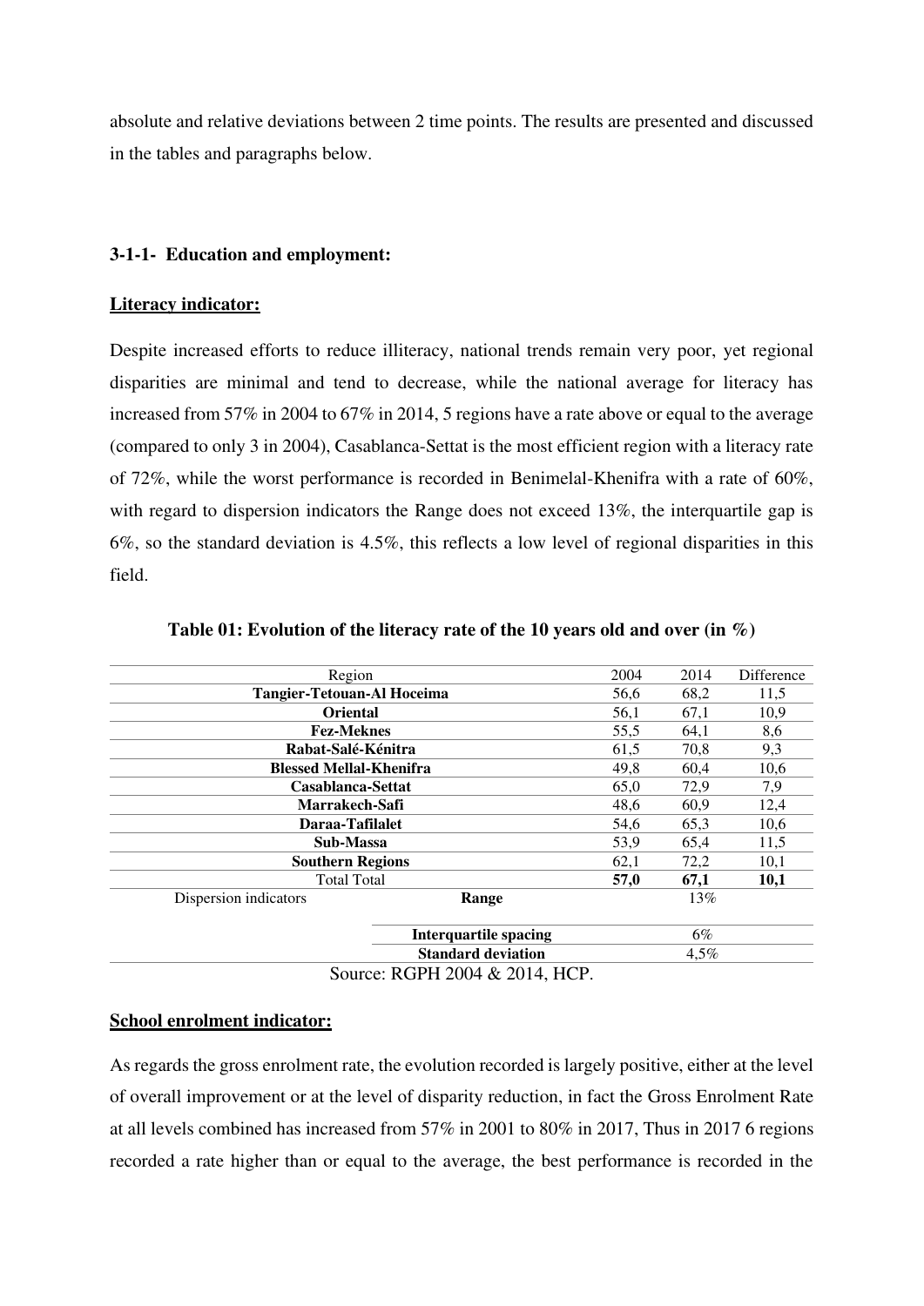absolute and relative deviations between 2 time points. The results are presented and discussed in the tables and paragraphs below.

### 3-1-1- Education and employment:

**Literacy indicator:**

Despite increased efforts to reduce illiteracy, national trends remain very poor, yet regional disparities are minimal and tend to decrease, while the national average for literacy has increased from 57% in 2004 to 67% in 2014, 5 regions have a rate above or equal to the average (compared to only 3 in 2004), Casablanca-Settat is the most efficient region with a literacy rate of 72%, while the worst performance is recorded in Benimelal-Khenifra with a rate of 60%, with regard to dispersion indicators the Range does not exceed 13%, the interquartile gap is 6%, so the standard deviation is 4.5%, this reflects a low level of regional disparities in this field.

**Table 01: Evolution of the literacy rate of the 10 years old and over (in %)**

| Region | | 2004 | 2014 | Difference |
|---|---|---|---|---|
| **Tangier-Tetouan-Al Hoceima** | | 56,6 | 68,2 | 11,5 |
| **Oriental** | | 56,1 | 67,1 | 10,9 |
| **Fez-Meknes** | | 55,5 | 64,1 | 8,6 |
| **Rabat-Salé-Kénitra** | | 61,5 | 70,8 | 9,3 |
| **Blessed Mellal-Khenifra** | | 49,8 | 60,4 | 10,6 |
| **Casablanca-Settat** | | 65,0 | 72,9 | 7,9 |
| **Marrakech-Safi** | | 48,6 | 60,9 | 12,4 |
| **Daraa-Tafilalet** | | 54,6 | 65,3 | 10,6 |
| **Sub-Massa** | | 53,9 | 65,4 | 11,5 |
| **Southern Regions** | | 62,1 | 72,2 | 10,1 |
| Total Total | | **57,0** | **67,1** | **10,1** |
| Dispersion indicators | **Range** | | 13% | |
| | **Interquartile spacing** | | 6% | |
| | **Standard deviation** | | 4,5% | |

Source: RGPH 2004 & 2014, HCP.

**School enrolment indicator:**

As regards the gross enrolment rate, the evolution recorded is largely positive, either at the level of overall improvement or at the level of disparity reduction, in fact the Gross Enrolment Rate at all levels combined has increased from 57% in 2001 to 80% in 2017, Thus in 2017 6 regions recorded a rate higher than or equal to the average, the best performance is recorded in the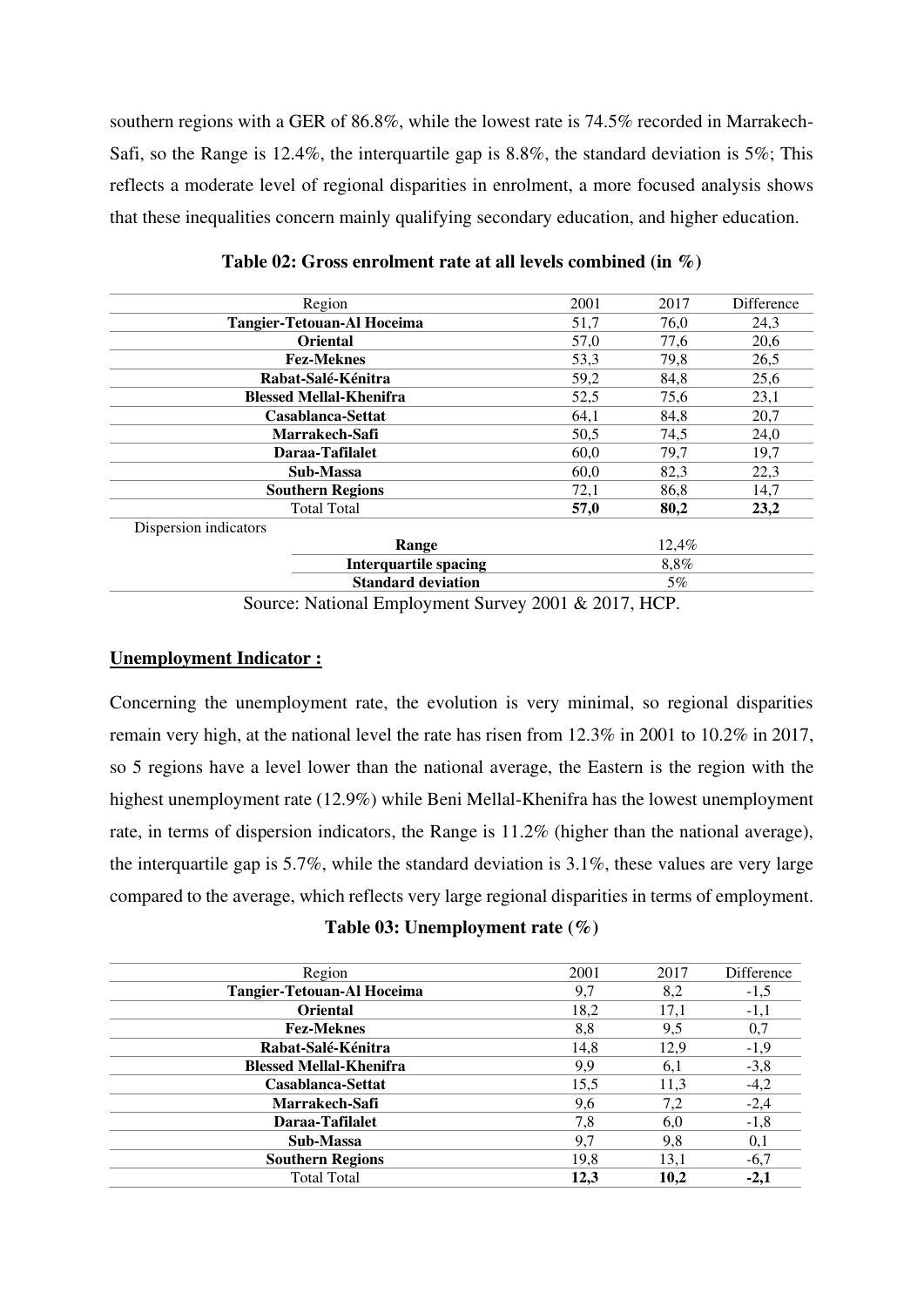southern regions with a GER of 86.8%, while the lowest rate is 74.5% recorded in Marrakech-Safi, so the Range is 12.4%, the interquartile gap is 8.8%, the standard deviation is 5%; This reflects a moderate level of regional disparities in enrolment, a more focused analysis shows that these inequalities concern mainly qualifying secondary education, and higher education.

**Table 02: Gross enrolment rate at all levels combined (in %)**

| Region | 2001 | 2017 | Difference |
|---|---|---|---|
| **Tangier-Tetouan-Al Hoceima** | 51,7 | 76,0 | 24,3 |
| **Oriental** | 57,0 | 77,6 | 20,6 |
| **Fez-Meknes** | 53,3 | 79,8 | 26,5 |
| **Rabat-Salé-Kénitra** | 59,2 | 84,8 | 25,6 |
| **Blessed Mellal-Khenifra** | 52,5 | 75,6 | 23,1 |
| **Casablanca-Settat** | 64,1 | 84,8 | 20,7 |
| **Marrakech-Safi** | 50,5 | 74,5 | 24,0 |
| **Daraa-Tafilalet** | 60,0 | 79,7 | 19,7 |
| **Sub-Massa** | 60,0 | 82,3 | 22,3 |
| **Southern Regions** | 72,1 | 86,8 | 14,7 |
| Total Total | **57,0** | **80,2** | **23,2** |
| Dispersion indicators | | | |
| **Range** | | 12,4% | |
| **Interquartile spacing** | | 8,8% | |
| **Standard deviation** | | 5% | |

Source: National Employment Survey 2001 & 2017, HCP.

**Unemployment Indicator :**

Concerning the unemployment rate, the evolution is very minimal, so regional disparities remain very high, at the national level the rate has risen from 12.3% in 2001 to 10.2% in 2017, so 5 regions have a level lower than the national average, the Eastern is the region with the highest unemployment rate (12.9%) while Beni Mellal-Khenifra has the lowest unemployment rate, in terms of dispersion indicators, the Range is 11.2% (higher than the national average), the interquartile gap is 5.7%, while the standard deviation is 3.1%, these values are very large compared to the average, which reflects very large regional disparities in terms of employment.

**Table 03: Unemployment rate (%)**

| Region | 2001 | 2017 | Difference |
|---|---|---|---|
| **Tangier-Tetouan-Al Hoceima** | 9,7 | 8,2 | -1,5 |
| **Oriental** | 18,2 | 17,1 | -1,1 |
| **Fez-Meknes** | 8,8 | 9,5 | 0,7 |
| **Rabat-Salé-Kénitra** | 14,8 | 12,9 | -1,9 |
| **Blessed Mellal-Khenifra** | 9,9 | 6,1 | -3,8 |
| **Casablanca-Settat** | 15,5 | 11,3 | -4,2 |
| **Marrakech-Safi** | 9,6 | 7,2 | -2,4 |
| **Daraa-Tafilalet** | 7,8 | 6,0 | -1,8 |
| **Sub-Massa** | 9,7 | 9,8 | 0,1 |
| **Southern Regions** | 19,8 | 13,1 | -6,7 |
| Total Total | **12,3** | **10,2** | **-2,1** |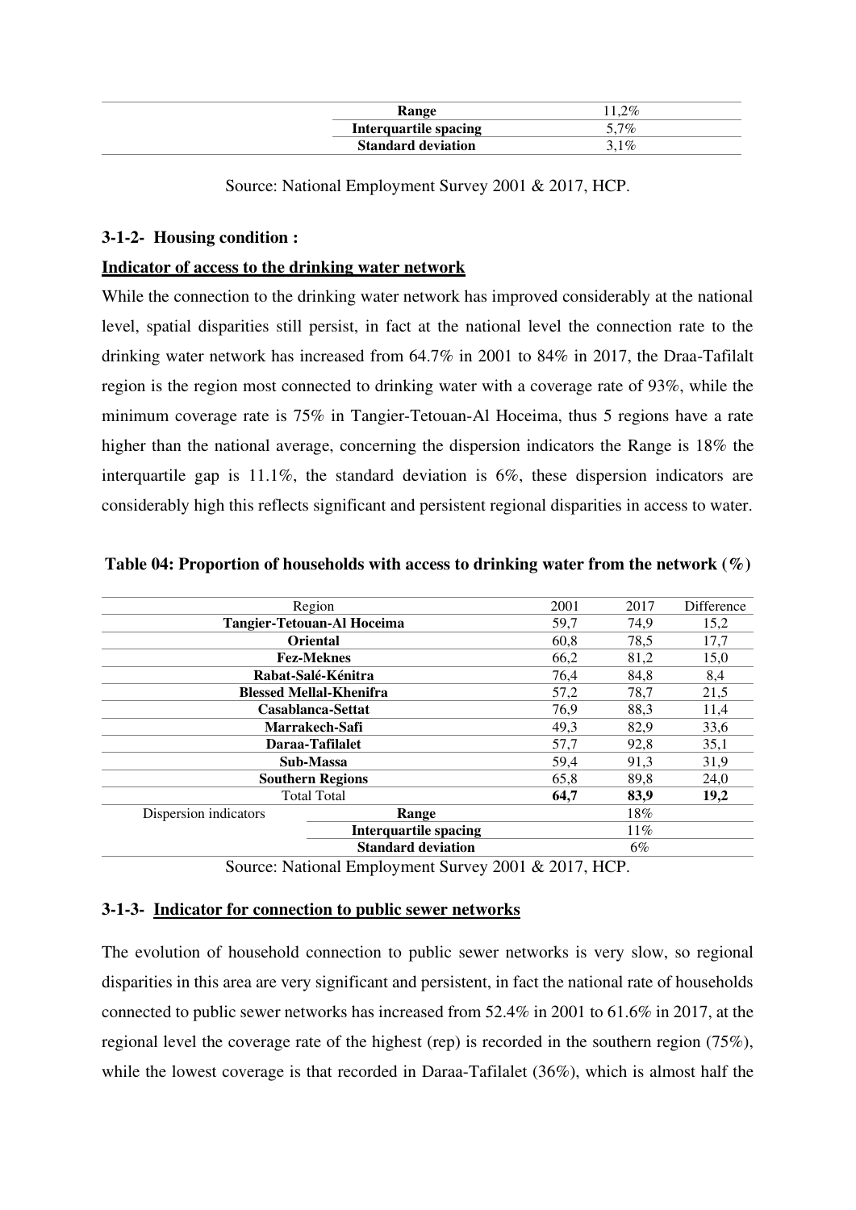| | |
|---|---|
| **Range** | 11,2% |
| **Interquartile spacing** | 5,7% |
| **Standard deviation** | 3,1% |

Source: National Employment Survey 2001 & 2017, HCP.

### 3-1-2- Housing condition :

**Indicator of access to the drinking water network**

While the connection to the drinking water network has improved considerably at the national level, spatial disparities still persist, in fact at the national level the connection rate to the drinking water network has increased from 64.7% in 2001 to 84% in 2017, the Draa-Tafilalt region is the region most connected to drinking water with a coverage rate of 93%, while the minimum coverage rate is 75% in Tangier-Tetouan-Al Hoceima, thus 5 regions have a rate higher than the national average, concerning the dispersion indicators the Range is 18% the interquartile gap is 11.1%, the standard deviation is 6%, these dispersion indicators are considerably high this reflects significant and persistent regional disparities in access to water.

**Table 04: Proportion of households with access to drinking water from the network (%)**

| Region | | 2001 | 2017 | Difference |
|---|---|---|---|---|
| **Tangier-Tetouan-Al Hoceima** | | 59,7 | 74,9 | 15,2 |
| **Oriental** | | 60,8 | 78,5 | 17,7 |
| **Fez-Meknes** | | 66,2 | 81,2 | 15,0 |
| **Rabat-Salé-Kénitra** | | 76,4 | 84,8 | 8,4 |
| **Blessed Mellal-Khenifra** | | 57,2 | 78,7 | 21,5 |
| **Casablanca-Settat** | | 76,9 | 88,3 | 11,4 |
| **Marrakech-Safi** | | 49,3 | 82,9 | 33,6 |
| **Daraa-Tafilalet** | | 57,7 | 92,8 | 35,1 |
| **Sub-Massa** | | 59,4 | 91,3 | 31,9 |
| **Southern Regions** | | 65,8 | 89,8 | 24,0 |
| Total Total | | **64,7** | **83,9** | **19,2** |
| Dispersion indicators | **Range** | | 18% | |
| | **Interquartile spacing** | | 11% | |
| | **Standard deviation** | | 6% | |

Source: National Employment Survey 2001 & 2017, HCP.

### 3-1-3- Indicator for connection to public sewer networks

The evolution of household connection to public sewer networks is very slow, so regional disparities in this area are very significant and persistent, in fact the national rate of households connected to public sewer networks has increased from 52.4% in 2001 to 61.6% in 2017, at the regional level the coverage rate of the highest (rep) is recorded in the southern region (75%), while the lowest coverage is that recorded in Daraa-Tafilalet (36%), which is almost half the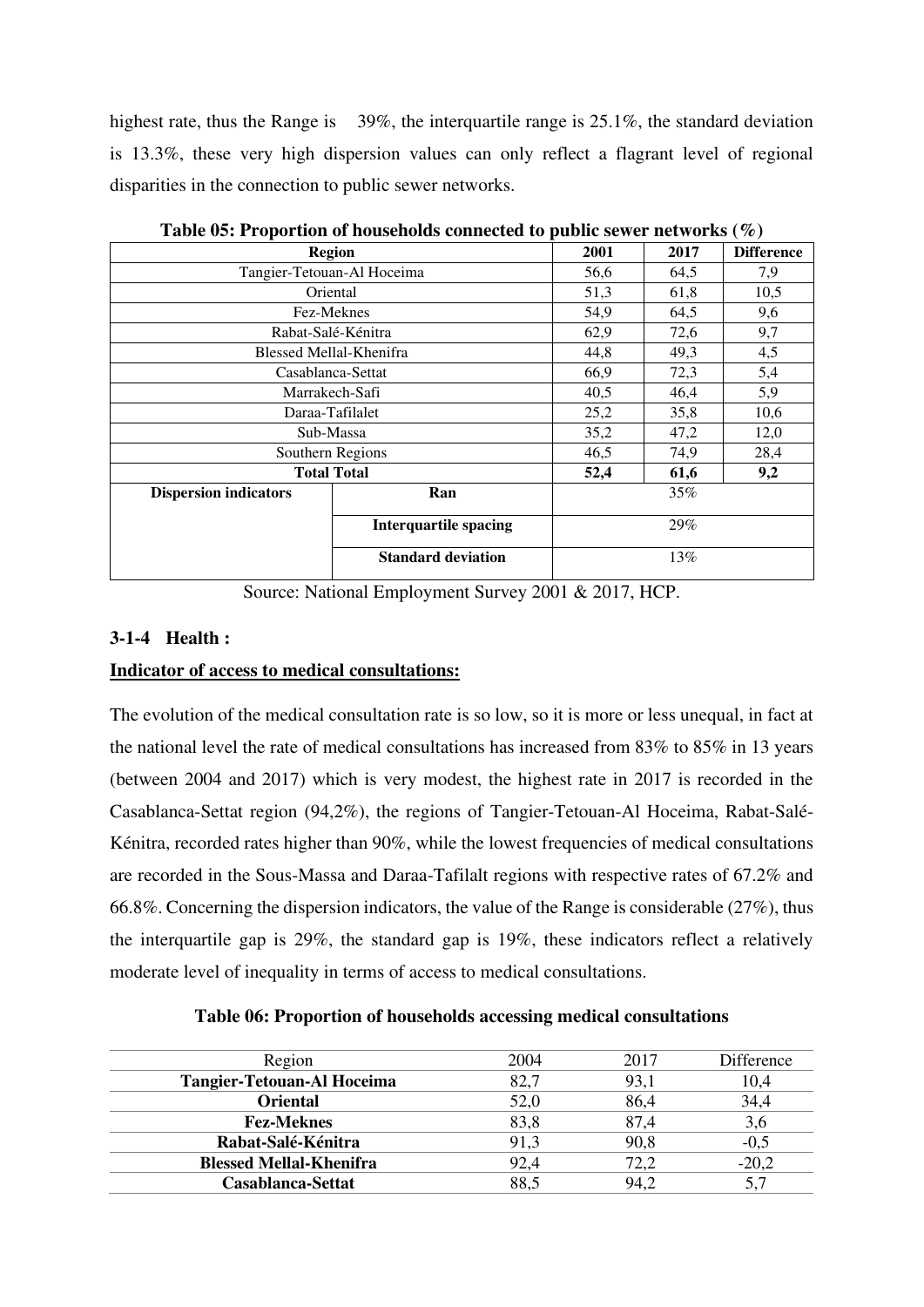highest rate, thus the Range is 39%, the interquartile range is 25.1%, the standard deviation is 13.3%, these very high dispersion values can only reflect a flagrant level of regional disparities in the connection to public sewer networks.

**Table 05: Proportion of households connected to public sewer networks (%)**

| Region | | 2001 | 2017 | Difference |
|---|---|---|---|---|
| Tangier-Tetouan-Al Hoceima | | 56,6 | 64,5 | 7,9 |
| Oriental | | 51,3 | 61,8 | 10,5 |
| Fez-Meknes | | 54,9 | 64,5 | 9,6 |
| Rabat-Salé-Kénitra | | 62,9 | 72,6 | 9,7 |
| Blessed Mellal-Khenifra | | 44,8 | 49,3 | 4,5 |
| Casablanca-Settat | | 66,9 | 72,3 | 5,4 |
| Marrakech-Safi | | 40,5 | 46,4 | 5,9 |
| Daraa-Tafilalet | | 25,2 | 35,8 | 10,6 |
| Sub-Massa | | 35,2 | 47,2 | 12,0 |
| Southern Regions | | 46,5 | 74,9 | 28,4 |
| **Total Total** | | **52,4** | **61,6** | **9,2** |
| **Dispersion indicators** | **Ran** | 35% | | |
| | **Interquartile spacing** | 29% | | |
| | **Standard deviation** | 13% | | |

Source: National Employment Survey 2001 & 2017, HCP.

### 3-1-4 Health :

**Indicator of access to medical consultations:**

The evolution of the medical consultation rate is so low, so it is more or less unequal, in fact at the national level the rate of medical consultations has increased from 83% to 85% in 13 years (between 2004 and 2017) which is very modest, the highest rate in 2017 is recorded in the Casablanca-Settat region (94,2%), the regions of Tangier-Tetouan-Al Hoceima, Rabat-Salé-Kénitra, recorded rates higher than 90%, while the lowest frequencies of medical consultations are recorded in the Sous-Massa and Daraa-Tafilalt regions with respective rates of 67.2% and 66.8%. Concerning the dispersion indicators, the value of the Range is considerable (27%), thus the interquartile gap is 29%, the standard gap is 19%, these indicators reflect a relatively moderate level of inequality in terms of access to medical consultations.

**Table 06: Proportion of households accessing medical consultations**

| Region | 2004 | 2017 | Difference |
|---|---|---|---|
| **Tangier-Tetouan-Al Hoceima** | 82,7 | 93,1 | 10,4 |
| **Oriental** | 52,0 | 86,4 | 34,4 |
| **Fez-Meknes** | 83,8 | 87,4 | 3,6 |
| **Rabat-Salé-Kénitra** | 91,3 | 90,8 | -0,5 |
| **Blessed Mellal-Khenifra** | 92,4 | 72,2 | -20,2 |
| **Casablanca-Settat** | 88,5 | 94,2 | 5,7 |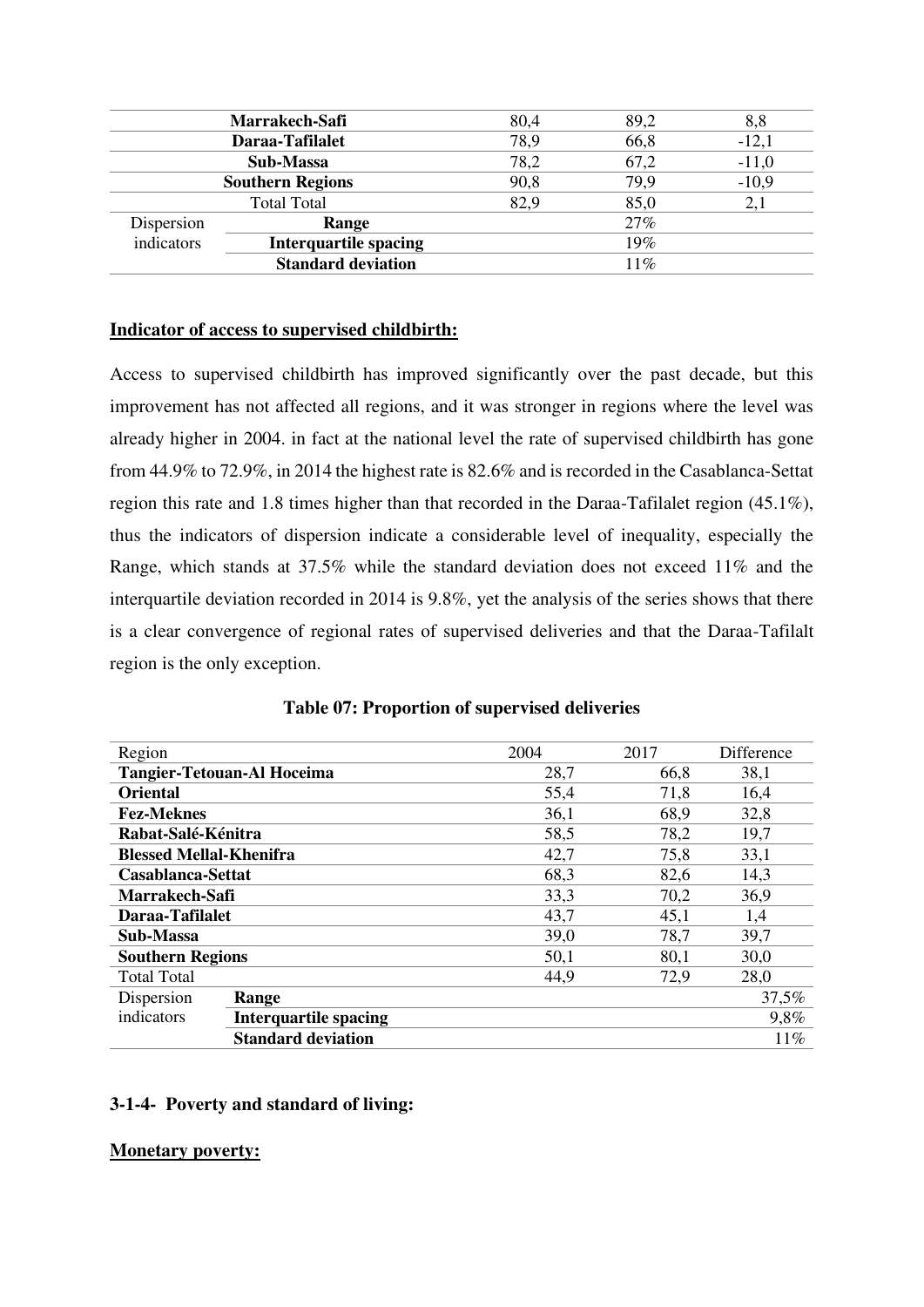| Region | | 2004 | 2017 | Difference |
|---|---|---|---|---|
| **Marrakech-Safi** | | 80,4 | 89,2 | 8,8 |
| **Daraa-Tafilalet** | | 78,9 | 66,8 | -12,1 |
| **Sub-Massa** | | 78,2 | 67,2 | -11,0 |
| **Southern Regions** | | 90,8 | 79,9 | -10,9 |
| Total Total | | 82,9 | 85,0 | 2,1 |
| Dispersion indicators | **Range** | | 27% | |
| | **Interquartile spacing** | | 19% | |
| | **Standard deviation** | | 11% | |

**Indicator of access to supervised childbirth:**

Access to supervised childbirth has improved significantly over the past decade, but this improvement has not affected all regions, and it was stronger in regions where the level was already higher in 2004. in fact at the national level the rate of supervised childbirth has gone from 44.9% to 72.9%, in 2014 the highest rate is 82.6% and is recorded in the Casablanca-Settat region this rate and 1.8 times higher than that recorded in the Daraa-Tafilalet region (45.1%), thus the indicators of dispersion indicate a considerable level of inequality, especially the Range, which stands at 37.5% while the standard deviation does not exceed 11% and the interquartile deviation recorded in 2014 is 9.8%, yet the analysis of the series shows that there is a clear convergence of regional rates of supervised deliveries and that the Daraa-Tafilalt region is the only exception.

**Table 07: Proportion of supervised deliveries**

| Region | | 2004 | 2017 | Difference |
|---|---|---|---|---|
| **Tangier-Tetouan-Al Hoceima** | | 28,7 | 66,8 | 38,1 |
| **Oriental** | | 55,4 | 71,8 | 16,4 |
| **Fez-Meknes** | | 36,1 | 68,9 | 32,8 |
| **Rabat-Salé-Kénitra** | | 58,5 | 78,2 | 19,7 |
| **Blessed Mellal-Khenifra** | | 42,7 | 75,8 | 33,1 |
| **Casablanca-Settat** | | 68,3 | 82,6 | 14,3 |
| **Marrakech-Safi** | | 33,3 | 70,2 | 36,9 |
| **Daraa-Tafilalet** | | 43,7 | 45,1 | 1,4 |
| **Sub-Massa** | | 39,0 | 78,7 | 39,7 |
| **Southern Regions** | | 50,1 | 80,1 | 30,0 |
| Total Total | | 44,9 | 72,9 | 28,0 |
| Dispersion indicators | **Range** | | | 37,5% |
| | **Interquartile spacing** | | | 9,8% |
| | **Standard deviation** | | | 11% |

### 3-1-4- Poverty and standard of living:

**Monetary poverty:**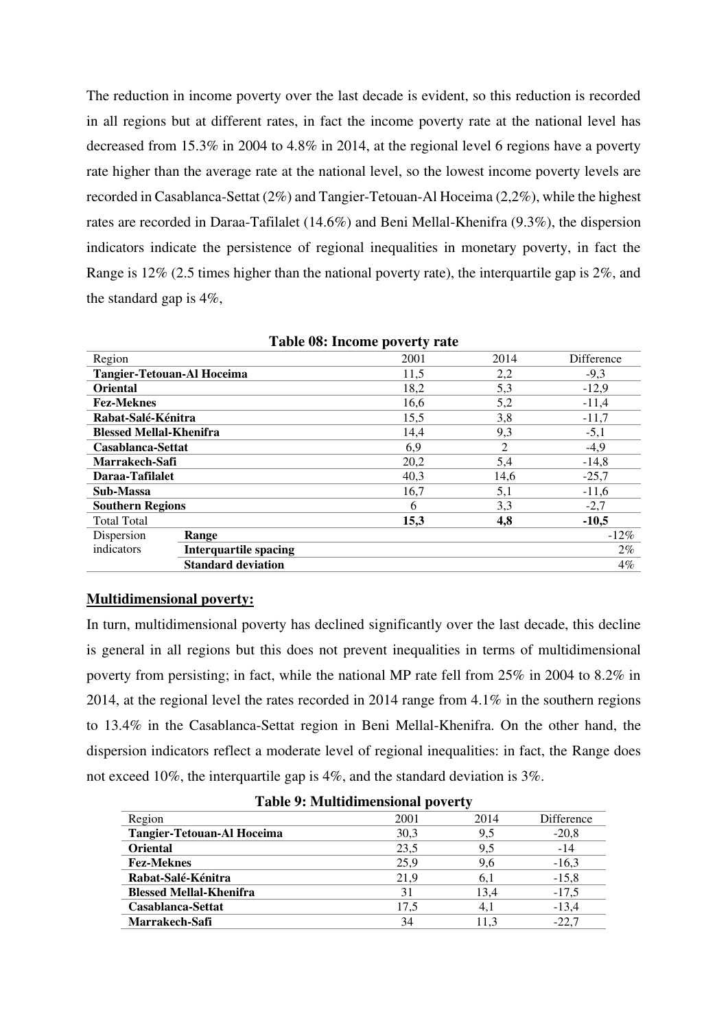The reduction in income poverty over the last decade is evident, so this reduction is recorded in all regions but at different rates, in fact the income poverty rate at the national level has decreased from 15.3% in 2004 to 4.8% in 2014, at the regional level 6 regions have a poverty rate higher than the average rate at the national level, so the lowest income poverty levels are recorded in Casablanca-Settat (2%) and Tangier-Tetouan-Al Hoceima (2,2%), while the highest rates are recorded in Daraa-Tafilalet (14.6%) and Beni Mellal-Khenifra (9.3%), the dispersion indicators indicate the persistence of regional inequalities in monetary poverty, in fact the Range is 12% (2.5 times higher than the national poverty rate), the interquartile gap is 2%, and the standard gap is 4%,

**Table 08: Income poverty rate**

| Region | | 2001 | 2014 | Difference |
|---|---|---|---|---|
| **Tangier-Tetouan-Al Hoceima** | | 11,5 | 2,2 | -9,3 |
| **Oriental** | | 18,2 | 5,3 | -12,9 |
| **Fez-Meknes** | | 16,6 | 5,2 | -11,4 |
| **Rabat-Salé-Kénitra** | | 15,5 | 3,8 | -11,7 |
| **Blessed Mellal-Khenifra** | | 14,4 | 9,3 | -5,1 |
| **Casablanca-Settat** | | 6,9 | 2 | -4,9 |
| **Marrakech-Safi** | | 20,2 | 5,4 | -14,8 |
| **Daraa-Tafilalet** | | 40,3 | 14,6 | -25,7 |
| **Sub-Massa** | | 16,7 | 5,1 | -11,6 |
| **Southern Regions** | | 6 | 3,3 | -2,7 |
| Total Total | | **15,3** | **4,8** | **-10,5** |
| Dispersion indicators | **Range** | | | -12% |
| | **Interquartile spacing** | | | 2% |
| | **Standard deviation** | | | 4% |

**Multidimensional poverty:**

In turn, multidimensional poverty has declined significantly over the last decade, this decline is general in all regions but this does not prevent inequalities in terms of multidimensional poverty from persisting; in fact, while the national MP rate fell from 25% in 2004 to 8.2% in 2014, at the regional level the rates recorded in 2014 range from 4.1% in the southern regions to 13.4% in the Casablanca-Settat region in Beni Mellal-Khenifra. On the other hand, the dispersion indicators reflect a moderate level of regional inequalities: in fact, the Range does not exceed 10%, the interquartile gap is 4%, and the standard deviation is 3%.

**Table 9: Multidimensional poverty**

| Region | 2001 | 2014 | Difference |
|---|---|---|---|
| **Tangier-Tetouan-Al Hoceima** | 30,3 | 9,5 | -20,8 |
| **Oriental** | 23,5 | 9,5 | -14 |
| **Fez-Meknes** | 25,9 | 9,6 | -16,3 |
| **Rabat-Salé-Kénitra** | 21,9 | 6,1 | -15,8 |
| **Blessed Mellal-Khenifra** | 31 | 13,4 | -17,5 |
| **Casablanca-Settat** | 17,5 | 4,1 | -13,4 |
| **Marrakech-Safi** | 34 | 11,3 | -22,7 |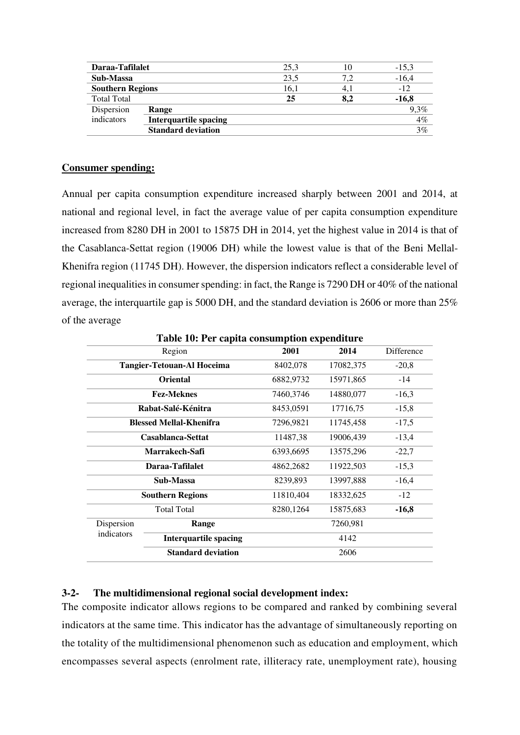| | | | | |
|---|---|---|---|---|
| **Daraa-Tafilalet** | | 25,3 | 10 | -15,3 |
| **Sub-Massa** | | 23,5 | 7,2 | -16,4 |
| **Southern Regions** | | 16,1 | 4,1 | -12 |
| Total Total | | **25** | **8,2** | **-16,8** |
| Dispersion indicators | **Range** | | | 9,3% |
| | **Interquartile spacing** | | | 4% |
| | **Standard deviation** | | | 3% |

**Consumer spending:**

Annual per capita consumption expenditure increased sharply between 2001 and 2014, at national and regional level, in fact the average value of per capita consumption expenditure increased from 8280 DH in 2001 to 15875 DH in 2014, yet the highest value in 2014 is that of the Casablanca-Settat region (19006 DH) while the lowest value is that of the Beni Mellal-Khenifra region (11745 DH). However, the dispersion indicators reflect a considerable level of regional inequalities in consumer spending: in fact, the Range is 7290 DH or 40% of the national average, the interquartile gap is 5000 DH, and the standard deviation is 2606 or more than 25% of the average

**Table 10: Per capita consumption expenditure**

| Region | | 2001 | 2014 | Difference |
|---|---|---|---|---|
| **Tangier-Tetouan-Al Hoceima** | | 8402,078 | 17082,375 | -20,8 |
| **Oriental** | | 6882,9732 | 15971,865 | -14 |
| **Fez-Meknes** | | 7460,3746 | 14880,077 | -16,3 |
| **Rabat-Salé-Kénitra** | | 8453,0591 | 17716,75 | -15,8 |
| **Blessed Mellal-Khenifra** | | 7296,9821 | 11745,458 | -17,5 |
| **Casablanca-Settat** | | 11487,38 | 19006,439 | -13,4 |
| **Marrakech-Safi** | | 6393,6695 | 13575,296 | -22,7 |
| **Daraa-Tafilalet** | | 4862,2682 | 11922,503 | -15,3 |
| **Sub-Massa** | | 8239,893 | 13997,888 | -16,4 |
| **Southern Regions** | | 11810,404 | 18332,625 | -12 |
| Total Total | | 8280,1264 | 15875,683 | **-16,8** |
| Dispersion indicators | **Range** | | 7260,981 | |
| | **Interquartile spacing** | | 4142 | |
| | **Standard deviation** | | 2606 | |

### 3-2- The multidimensional regional social development index:

The composite indicator allows regions to be compared and ranked by combining several indicators at the same time. This indicator has the advantage of simultaneously reporting on the totality of the multidimensional phenomenon such as education and employment, which encompasses several aspects (enrolment rate, illiteracy rate, unemployment rate), housing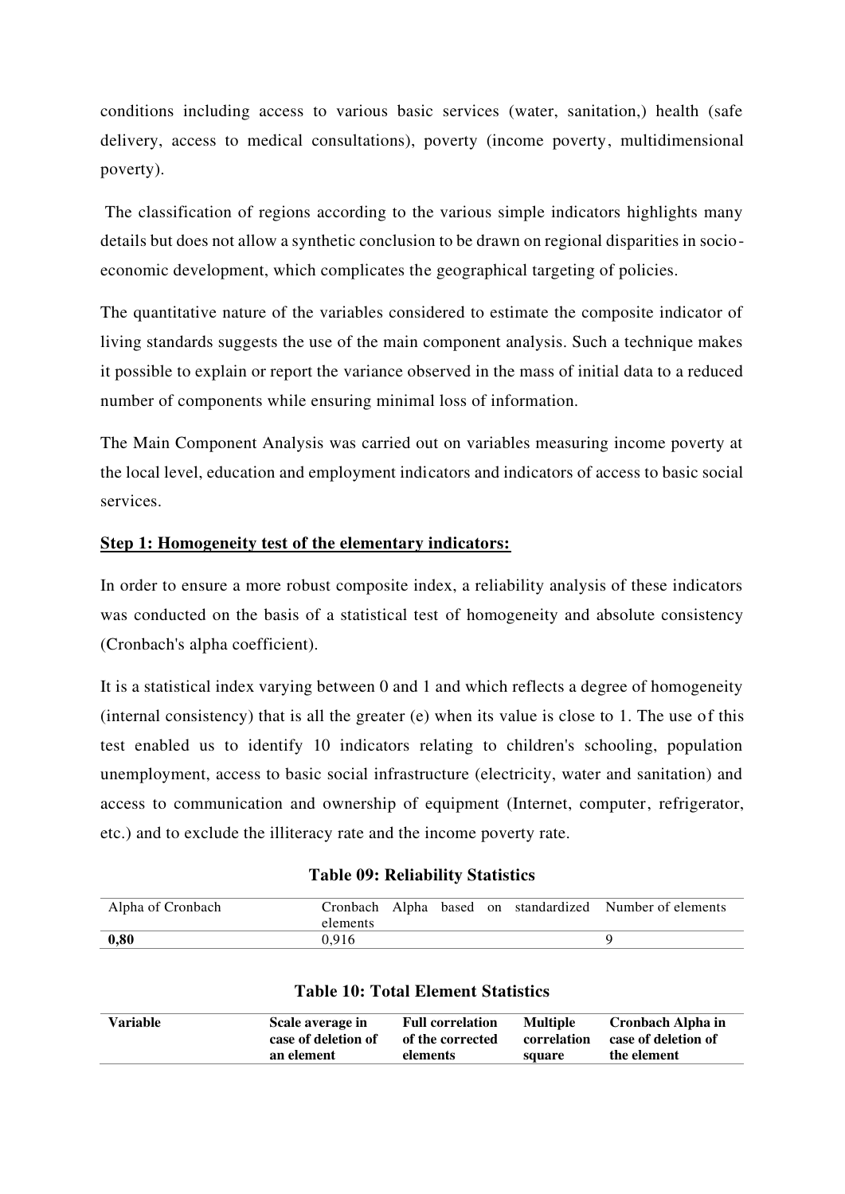conditions including access to various basic services (water, sanitation,) health (safe delivery, access to medical consultations), poverty (income poverty, multidimensional poverty).

The classification of regions according to the various simple indicators highlights many details but does not allow a synthetic conclusion to be drawn on regional disparities in socio-economic development, which complicates the geographical targeting of policies.

The quantitative nature of the variables considered to estimate the composite indicator of living standards suggests the use of the main component analysis. Such a technique makes it possible to explain or report the variance observed in the mass of initial data to a reduced number of components while ensuring minimal loss of information.

The Main Component Analysis was carried out on variables measuring income poverty at the local level, education and employment indicators and indicators of access to basic social services.

**Step 1: Homogeneity test of the elementary indicators:**

In order to ensure a more robust composite index, a reliability analysis of these indicators was conducted on the basis of a statistical test of homogeneity and absolute consistency (Cronbach's alpha coefficient).

It is a statistical index varying between 0 and 1 and which reflects a degree of homogeneity (internal consistency) that is all the greater (e) when its value is close to 1. The use of this test enabled us to identify 10 indicators relating to children's schooling, population unemployment, access to basic social infrastructure (electricity, water and sanitation) and access to communication and ownership of equipment (Internet, computer, refrigerator, etc.) and to exclude the illiteracy rate and the income poverty rate.

**Table 09: Reliability Statistics**

| Alpha of Cronbach | Cronbach Alpha based on standardized elements | Number of elements |
|---|---|---|
| **0,80** | 0,916 | 9 |

**Table 10: Total Element Statistics**

| Variable | Scale average in case of deletion of an element | Full correlation of the corrected elements | Multiple correlation square | Cronbach Alpha in case of deletion of the element |
|---|---|---|---|---|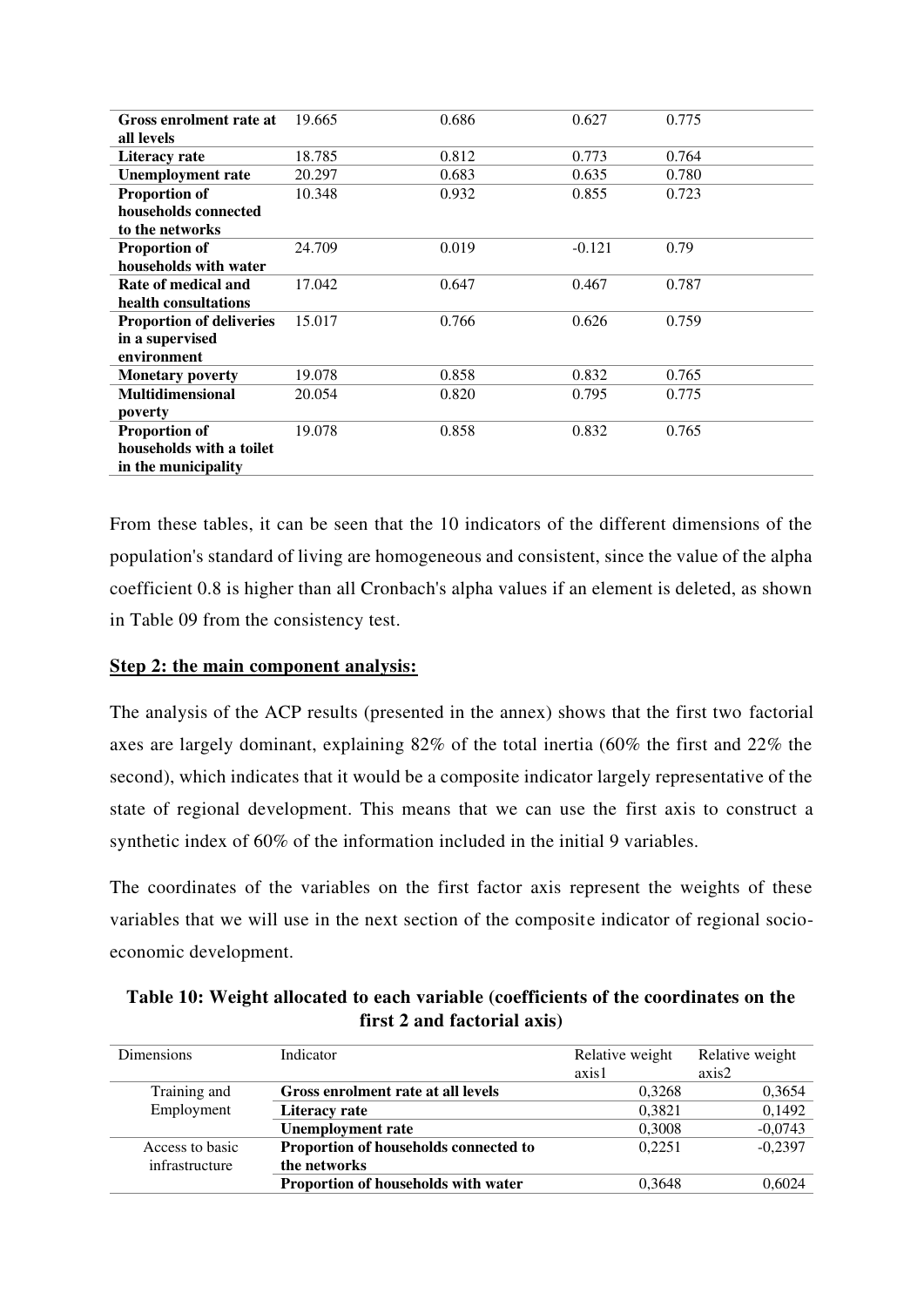| | | | | |
|---|---|---|---|---|
| **Gross enrolment rate at all levels** | 19.665 | 0.686 | 0.627 | 0.775 |
| **Literacy rate** | 18.785 | 0.812 | 0.773 | 0.764 |
| **Unemployment rate** | 20.297 | 0.683 | 0.635 | 0.780 |
| **Proportion of households connected to the networks** | 10.348 | 0.932 | 0.855 | 0.723 |
| **Proportion of households with water** | 24.709 | 0.019 | -0.121 | 0.79 |
| **Rate of medical and health consultations** | 17.042 | 0.647 | 0.467 | 0.787 |
| **Proportion of deliveries in a supervised environment** | 15.017 | 0.766 | 0.626 | 0.759 |
| **Monetary poverty** | 19.078 | 0.858 | 0.832 | 0.765 |
| **Multidimensional poverty** | 20.054 | 0.820 | 0.795 | 0.775 |
| **Proportion of households with a toilet in the municipality** | 19.078 | 0.858 | 0.832 | 0.765 |

From these tables, it can be seen that the 10 indicators of the different dimensions of the population's standard of living are homogeneous and consistent, since the value of the alpha coefficient 0.8 is higher than all Cronbach's alpha values if an element is deleted, as shown in Table 09 from the consistency test.

**Step 2: the main component analysis:**

The analysis of the ACP results (presented in the annex) shows that the first two factorial axes are largely dominant, explaining 82% of the total inertia (60% the first and 22% the second), which indicates that it would be a composite indicator largely representative of the state of regional development. This means that we can use the first axis to construct a synthetic index of 60% of the information included in the initial 9 variables.

The coordinates of the variables on the first factor axis represent the weights of these variables that we will use in the next section of the composite indicator of regional socio-economic development.

**Table 10: Weight allocated to each variable (coefficients of the coordinates on the first 2 and factorial axis)**

| Dimensions | Indicator | Relative weight axis1 | Relative weight axis2 |
|---|---|---|---|
| Training and Employment | **Gross enrolment rate at all levels** | 0,3268 | 0,3654 |
| | **Literacy rate** | 0,3821 | 0,1492 |
| | **Unemployment rate** | 0,3008 | -0,0743 |
| Access to basic infrastructure | **Proportion of households connected to the networks** | 0,2251 | -0,2397 |
| | **Proportion of households with water** | 0,3648 | 0,6024 |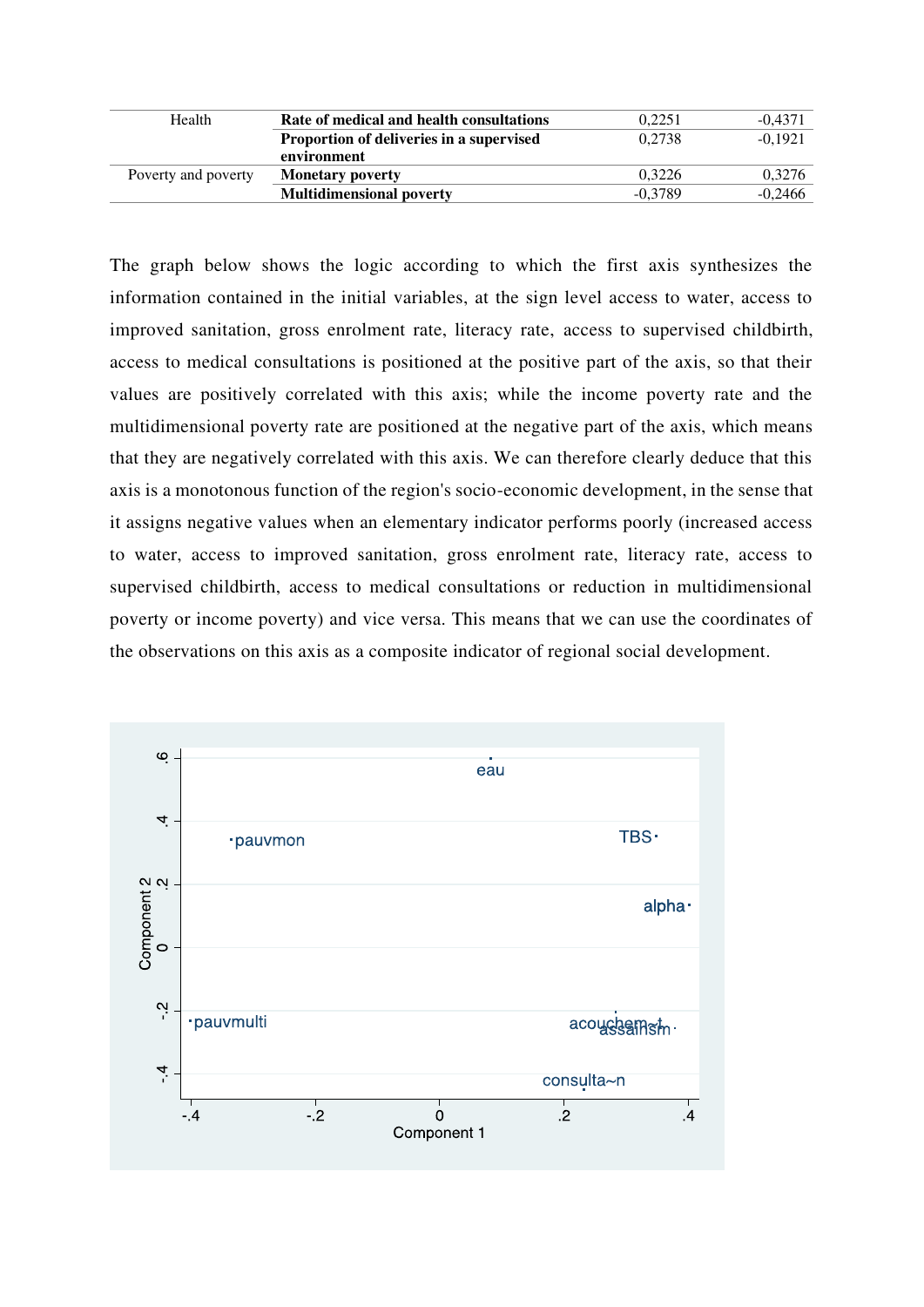| Health | Rate of medical and health consultations | 0,2251 | -0,4371 |
|---|---|---|---|
| | **Proportion of deliveries in a supervised environment** | 0,2738 | -0,1921 |
| Poverty and poverty | **Monetary poverty** | 0,3226 | 0,3276 |
| | **Multidimensional poverty** | -0,3789 | -0,2466 |

The graph below shows the logic according to which the first axis synthesizes the information contained in the initial variables, at the sign level access to water, access to improved sanitation, gross enrolment rate, literacy rate, access to supervised childbirth, access to medical consultations is positioned at the positive part of the axis, so that their values are positively correlated with this axis; while the income poverty rate and the multidimensional poverty rate are positioned at the negative part of the axis, which means that they are negatively correlated with this axis. We can therefore clearly deduce that this axis is a monotonous function of the region's socio-economic development, in the sense that it assigns negative values when an elementary indicator performs poorly (increased access to water, access to improved sanitation, gross enrolment rate, literacy rate, access to supervised childbirth, access to medical consultations or reduction in multidimensional poverty or income poverty) and vice versa. This means that we can use the coordinates of the observations on this axis as a composite indicator of regional social development.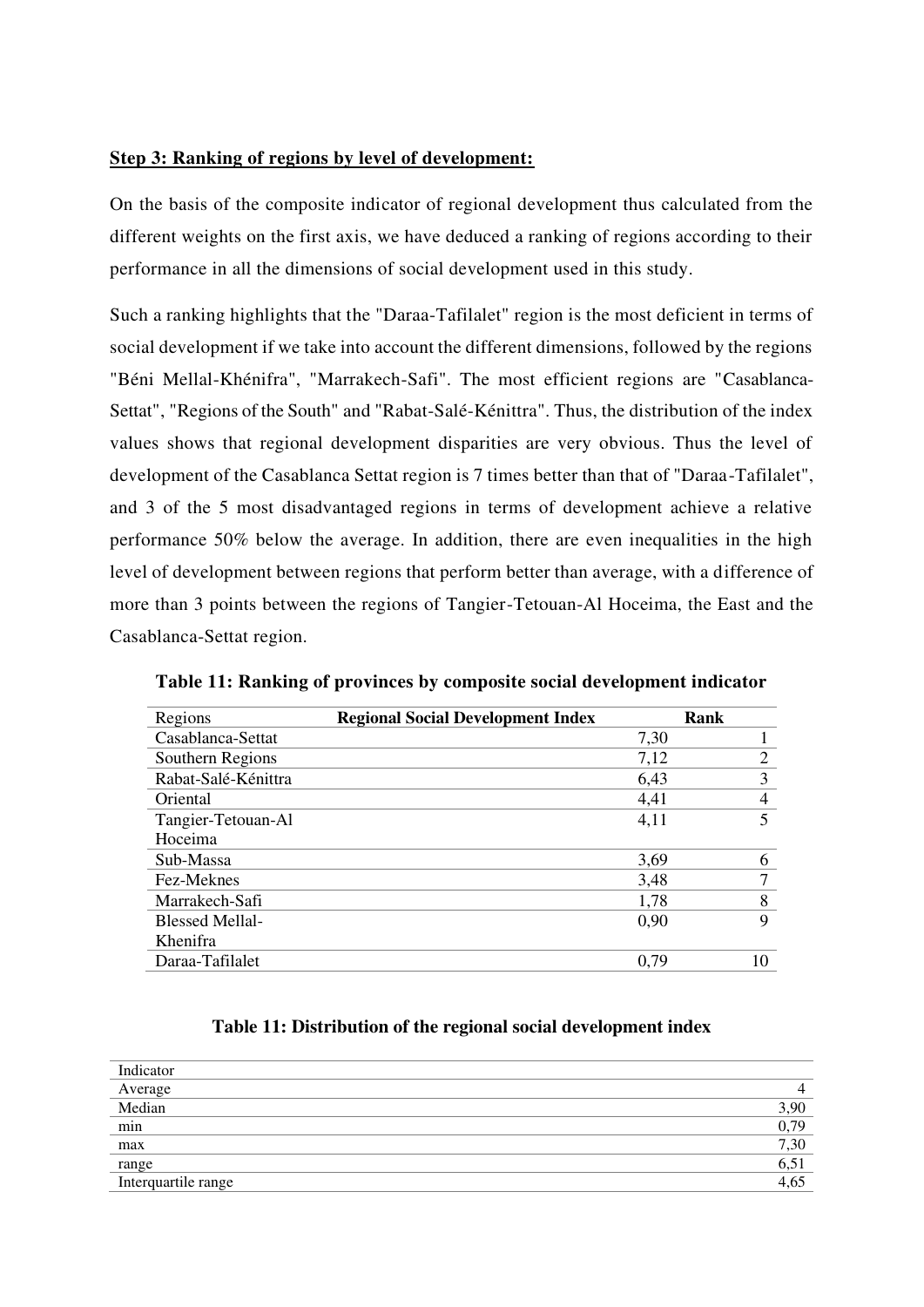**Step 3: Ranking of regions by level of development:**

On the basis of the composite indicator of regional development thus calculated from the different weights on the first axis, we have deduced a ranking of regions according to their performance in all the dimensions of social development used in this study.

Such a ranking highlights that the "Daraa-Tafilalet" region is the most deficient in terms of social development if we take into account the different dimensions, followed by the regions "Béni Mellal-Khénifra", "Marrakech-Safi". The most efficient regions are "Casablanca-Settat", "Regions of the South" and "Rabat-Salé-Kénittra". Thus, the distribution of the index values shows that regional development disparities are very obvious. Thus the level of development of the Casablanca Settat region is 7 times better than that of "Daraa-Tafilalet", and 3 of the 5 most disadvantaged regions in terms of development achieve a relative performance 50% below the average. In addition, there are even inequalities in the high level of development between regions that perform better than average, with a difference of more than 3 points between the regions of Tangier-Tetouan-Al Hoceima, the East and the Casablanca-Settat region.

**Table 11: Ranking of provinces by composite social development indicator**

| Regions | Regional Social Development Index | Rank |
|---|---|---|
| Casablanca-Settat | 7,30 | 1 |
| Southern Regions | 7,12 | 2 |
| Rabat-Salé-Kénittra | 6,43 | 3 |
| Oriental | 4,41 | 4 |
| Tangier-Tetouan-Al Hoceima | 4,11 | 5 |
| Sub-Massa | 3,69 | 6 |
| Fez-Meknes | 3,48 | 7 |
| Marrakech-Safi | 1,78 | 8 |
| Blessed Mellal-Khenifra | 0,90 | 9 |
| Daraa-Tafilalet | 0,79 | 10 |

**Table 11: Distribution of the regional social development index**

| Indicator | |
|---|---|
| Average | 4 |
| Median | 3,90 |
| min | 0,79 |
| max | 7,30 |
| range | 6,51 |
| Interquartile range | 4,65 |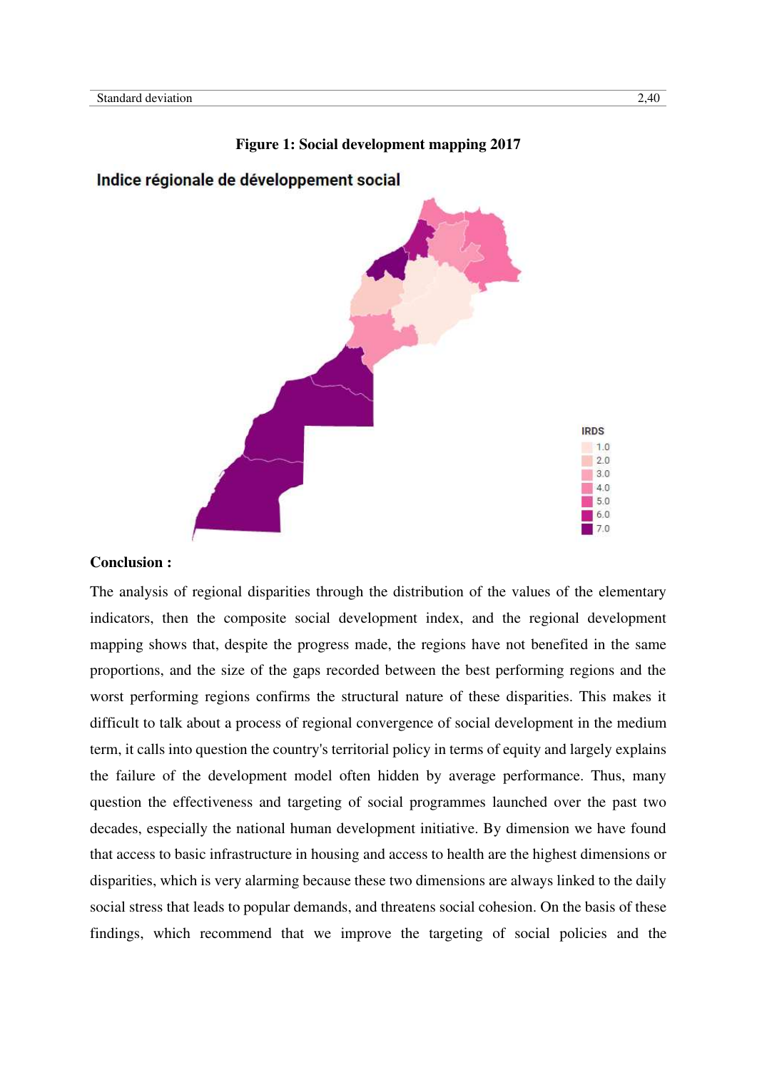| Standard deviation | 2,40 |
|---|---|

**Figure 1: Social development mapping 2017**

**Conclusion :**

The analysis of regional disparities through the distribution of the values of the elementary indicators, then the composite social development index, and the regional development mapping shows that, despite the progress made, the regions have not benefited in the same proportions, and the size of the gaps recorded between the best performing regions and the worst performing regions confirms the structural nature of these disparities. This makes it difficult to talk about a process of regional convergence of social development in the medium term, it calls into question the country's territorial policy in terms of equity and largely explains the failure of the development model often hidden by average performance. Thus, many question the effectiveness and targeting of social programmes launched over the past two decades, especially the national human development initiative. By dimension we have found that access to basic infrastructure in housing and access to health are the highest dimensions or disparities, which is very alarming because these two dimensions are always linked to the daily social stress that leads to popular demands, and threatens social cohesion. On the basis of these findings, which recommend that we improve the targeting of social policies and the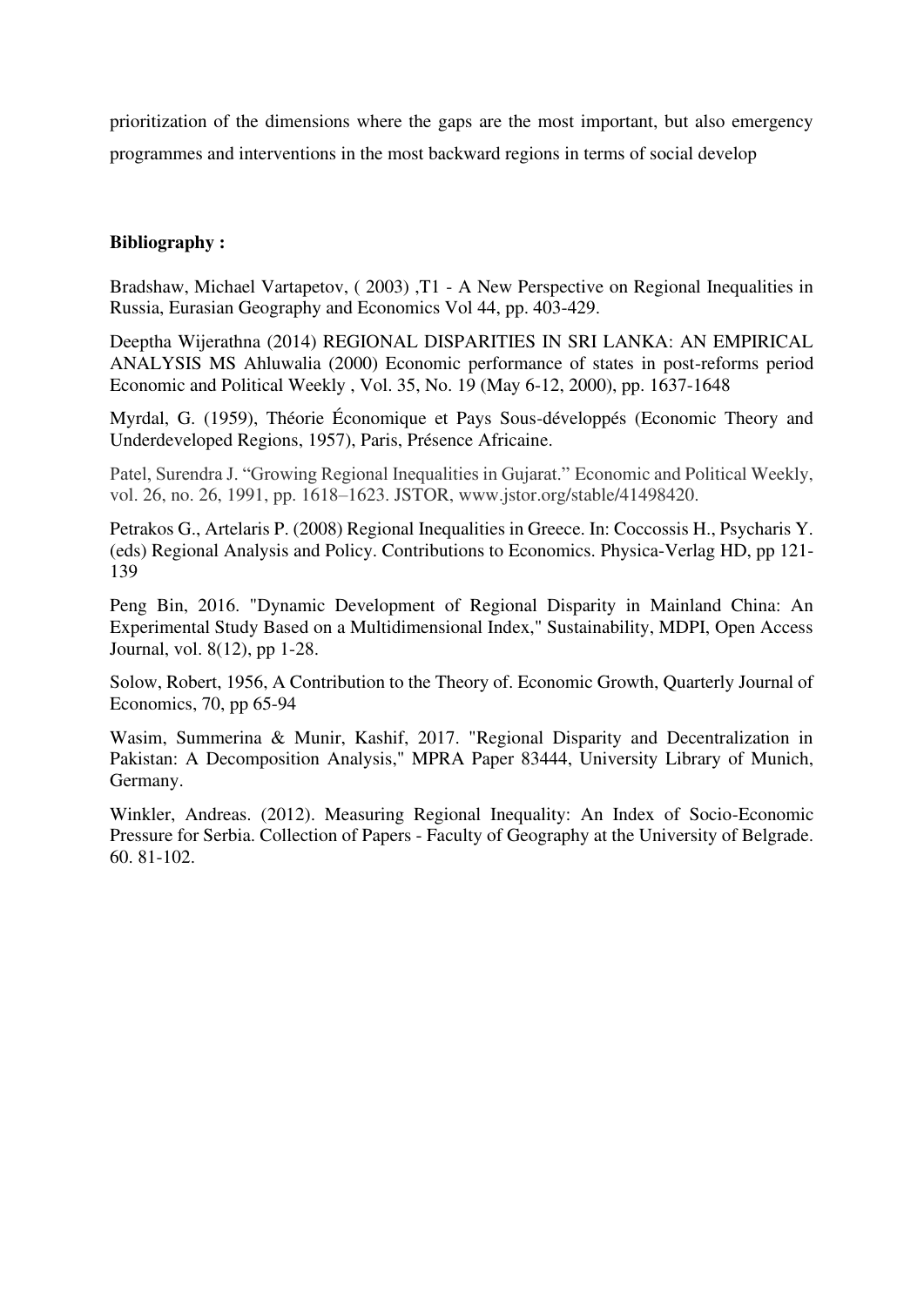prioritization of the dimensions where the gaps are the most important, but also emergency programmes and interventions in the most backward regions in terms of social develop

**Bibliography :**

Bradshaw, Michael Vartapetov, ( 2003) ,T1 - A New Perspective on Regional Inequalities in Russia, Eurasian Geography and Economics Vol 44, pp. 403-429.

Deeptha Wijerathna (2014) REGIONAL DISPARITIES IN SRI LANKA: AN EMPIRICAL ANALYSIS MS Ahluwalia (2000) Economic performance of states in post-reforms period Economic and Political Weekly , Vol. 35, No. 19 (May 6-12, 2000), pp. 1637-1648

Myrdal, G. (1959), Théorie Économique et Pays Sous-développés (Economic Theory and Underdeveloped Regions, 1957), Paris, Présence Africaine.

Patel, Surendra J. "Growing Regional Inequalities in Gujarat." Economic and Political Weekly, vol. 26, no. 26, 1991, pp. 1618–1623. JSTOR, www.jstor.org/stable/41498420.

Petrakos G., Artelaris P. (2008) Regional Inequalities in Greece. In: Coccossis H., Psycharis Y. (eds) Regional Analysis and Policy. Contributions to Economics. Physica-Verlag HD, pp 121-139

Peng Bin, 2016. "Dynamic Development of Regional Disparity in Mainland China: An Experimental Study Based on a Multidimensional Index," Sustainability, MDPI, Open Access Journal, vol. 8(12), pp 1-28.

Solow, Robert, 1956, A Contribution to the Theory of. Economic Growth, Quarterly Journal of Economics, 70, pp 65-94

Wasim, Summerina & Munir, Kashif, 2017. "Regional Disparity and Decentralization in Pakistan: A Decomposition Analysis," MPRA Paper 83444, University Library of Munich, Germany.

Winkler, Andreas. (2012). Measuring Regional Inequality: An Index of Socio-Economic Pressure for Serbia. Collection of Papers - Faculty of Geography at the University of Belgrade. 60. 81-102.